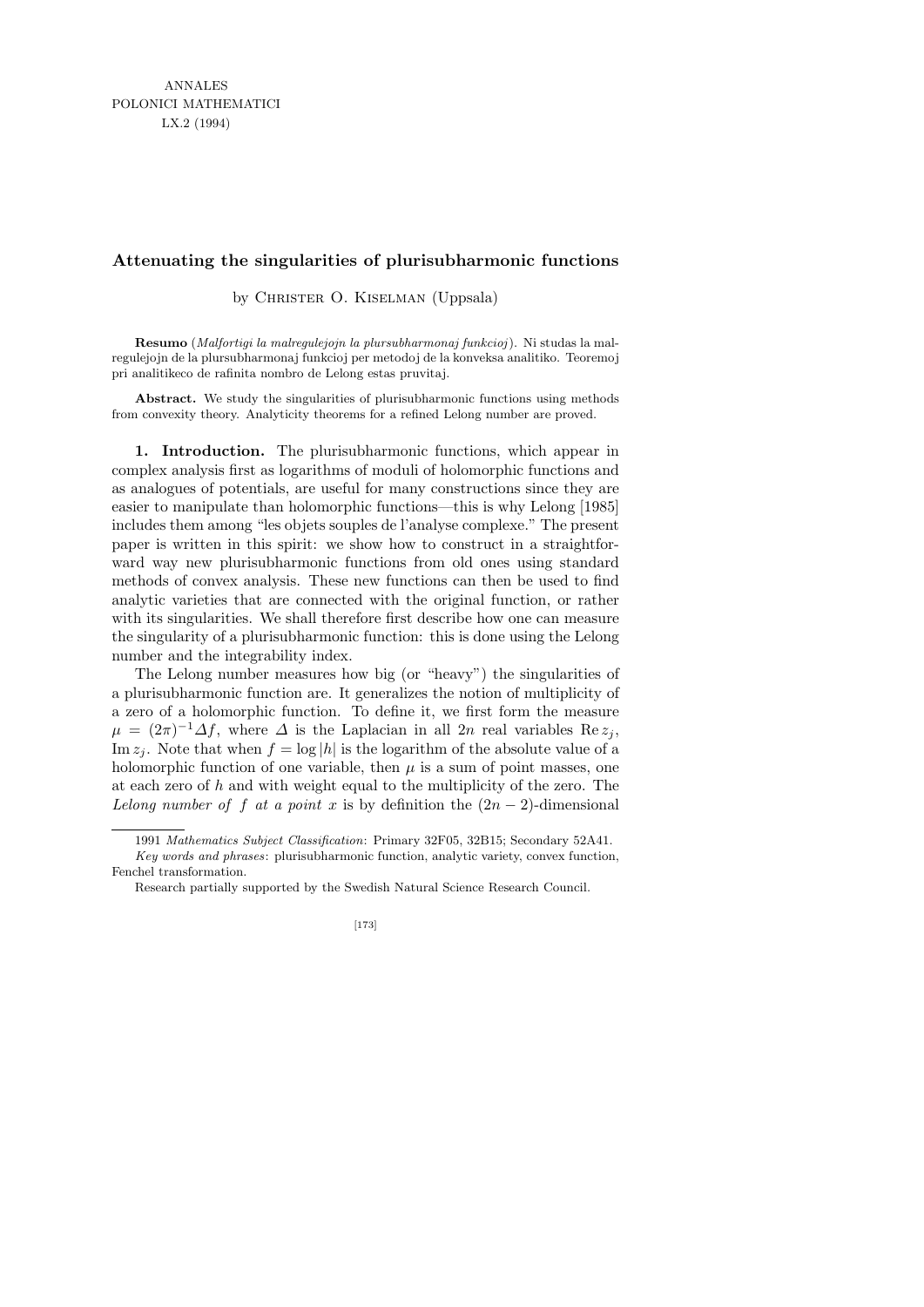ANNALES
POLONICI MATHEMATICI
LX.2 (1994)

# Attenuating the singularities of plurisubharmonic functions

by Christer O. Kiselman (Uppsala)

**Resumo** (*Malfortigi la malregulejojn la plursubharmonaj funkcioj*). Ni studas la malregulejojn de la plursubharmonaj funkcioj per metodoj de la konveksa analitiko. Teoremoj pri analitikeco de rafinita nombro de Lelong estas pruvitaj.

**Abstract.** We study the singularities of plurisubharmonic functions using methods from convexity theory. Analyticity theorems for a refined Lelong number are proved.

**1. Introduction.** The plurisubharmonic functions, which appear in complex analysis first as logarithms of moduli of holomorphic functions and as analogues of potentials, are useful for many constructions since they are easier to manipulate than holomorphic functions—this is why Lelong [1985] includes them among "les objets souples de l'analyse complexe." The present paper is written in this spirit: we show how to construct in a straightforward way new plurisubharmonic functions from old ones using standard methods of convex analysis. These new functions can then be used to find analytic varieties that are connected with the original function, or rather with its singularities. We shall therefore first describe how one can measure the singularity of a plurisubharmonic function: this is done using the Lelong number and the integrability index.

The Lelong number measures how big (or "heavy") the singularities of a plurisubharmonic function are. It generalizes the notion of multiplicity of a zero of a holomorphic function. To define it, we first form the measure $\mu = (2\pi)^{-1}\Delta f$, where $\Delta$ is the Laplacian in all $2n$ real variables $\operatorname{Re} z_j$, $\operatorname{Im} z_j$. Note that when $f = \log|h|$ is the logarithm of the absolute value of a holomorphic function of one variable, then $\mu$ is a sum of point masses, one at each zero of $h$ and with weight equal to the multiplicity of the zero. The *Lelong number of $f$ at a point $x$* is by definition the $(2n-2)$-dimensional

---

1991 *Mathematics Subject Classification*: Primary 32F05, 32B15; Secondary 52A41.

*Key words and phrases*: plurisubharmonic function, analytic variety, convex function, Fenchel transformation.

Research partially supported by the Swedish Natural Science Research Council.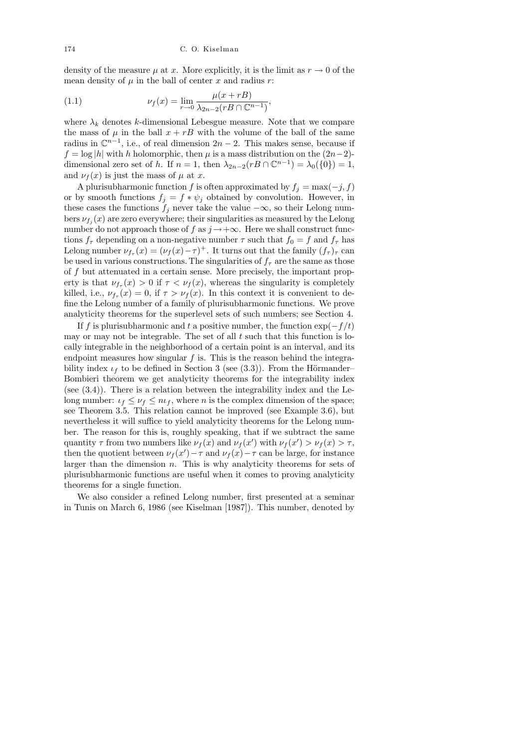density of the measure $\mu$ at $x$. More explicitly, it is the limit as $r \to 0$ of the mean density of $\mu$ in the ball of center $x$ and radius $r$:

$$\nu_f(x) = \lim_{r\to 0} \frac{\mu(x + rB)}{\lambda_{2n-2}(rB \cap \mathbb{C}^{n-1})}, \tag{1.1}$$

where $\lambda_k$ denotes $k$-dimensional Lebesgue measure. Note that we compare the mass of $\mu$ in the ball $x + rB$ with the volume of the ball of the same radius in $\mathbb{C}^{n-1}$, i.e., of real dimension $2n - 2$. This makes sense, because if $f = \log|h|$ with $h$ holomorphic, then $\mu$ is a mass distribution on the $(2n-2)$-dimensional zero set of $h$. If $n = 1$, then $\lambda_{2n-2}(rB \cap \mathbb{C}^{n-1}) = \lambda_0(\{0\}) = 1$, and $\nu_f(x)$ is just the mass of $\mu$ at $x$.

A plurisubharmonic function $f$ is often approximated by $f_j = \max(-j, f)$ or by smooth functions $f_j = f * \psi_j$ obtained by convolution. However, in these cases the functions $f_j$ never take the value $-\infty$, so their Lelong numbers $\nu_{f_j}(x)$ are zero everywhere; their singularities as measured by the Lelong number do not approach those of $f$ as $j \to +\infty$. Here we shall construct functions $f_\tau$ depending on a non-negative number $\tau$ such that $f_0 = f$ and $f_\tau$ has Lelong number $\nu_{f_\tau}(x) = (\nu_f(x) - \tau)^+$. It turns out that the family $(f_\tau)_\tau$ can be used in various constructions. The singularities of $f_\tau$ are the same as those of $f$ but attenuated in a certain sense. More precisely, the important property is that $\nu_{f_\tau}(x) > 0$ if $\tau < \nu_f(x)$, whereas the singularity is completely killed, i.e., $\nu_{f_\tau}(x) = 0$, if $\tau > \nu_f(x)$. In this context it is convenient to define the Lelong number of a family of plurisubharmonic functions. We prove analyticity theorems for the superlevel sets of such numbers; see Section 4.

If $f$ is plurisubharmonic and $t$ a positive number, the function $\exp(-f/t)$ may or may not be integrable. The set of all $t$ such that this function is locally integrable in the neighborhood of a certain point is an interval, and its endpoint measures how singular $f$ is. This is the reason behind the integrability index $\iota_f$ to be defined in Section 3 (see (3.3)). From the Hörmander–Bombieri theorem we get analyticity theorems for the integrability index (see (3.4)). There is a relation between the integrability index and the Lelong number: $\iota_f \le \nu_f \le n\iota_f$, where $n$ is the complex dimension of the space; see Theorem 3.5. This relation cannot be improved (see Example 3.6), but nevertheless it will suffice to yield analyticity theorems for the Lelong number. The reason for this is, roughly speaking, that if we subtract the same quantity $\tau$ from two numbers like $\nu_f(x)$ and $\nu_f(x')$ with $\nu_f(x') > \nu_f(x) > \tau$, then the quotient between $\nu_f(x') - \tau$ and $\nu_f(x) - \tau$ can be large, for instance larger than the dimension $n$. This is why analyticity theorems for sets of plurisubharmonic functions are useful when it comes to proving analyticity theorems for a single function.

We also consider a refined Lelong number, first presented at a seminar in Tunis on March 6, 1986 (see Kiselman [1987]). This number, denoted by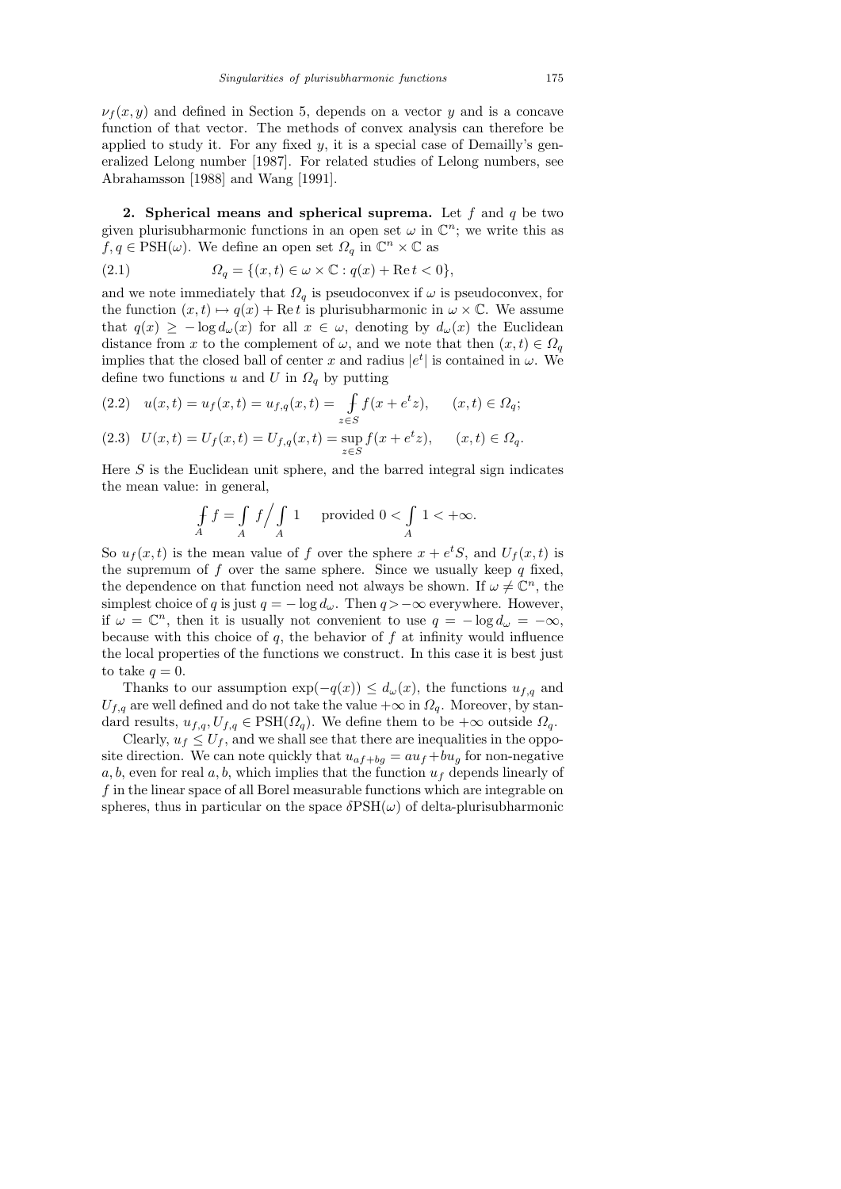$\nu_f(x, y)$ and defined in Section 5, depends on a vector $y$ and is a concave function of that vector. The methods of convex analysis can therefore be applied to study it. For any fixed $y$, it is a special case of Demailly's generalized Lelong number [1987]. For related studies of Lelong numbers, see Abrahamsson [1988] and Wang [1991].

**2. Spherical means and spherical suprema.** Let $f$ and $q$ be two given plurisubharmonic functions in an open set $\omega$ in $\mathbb{C}^n$; we write this as $f, q \in \mathrm{PSH}(\omega)$. We define an open set $\Omega_q$ in $\mathbb{C}^n \times \mathbb{C}$ as

$$\Omega_q = \{(x, t) \in \omega \times \mathbb{C} : q(x) + \operatorname{Re} t < 0\}, \tag{2.1}$$

and we note immediately that $\Omega_q$ is pseudoconvex if $\omega$ is pseudoconvex, for the function $(x, t) \mapsto q(x) + \operatorname{Re} t$ is plurisubharmonic in $\omega \times \mathbb{C}$. We assume that $q(x) \geq -\log d_\omega(x)$ for all $x \in \omega$, denoting by $d_\omega(x)$ the Euclidean distance from $x$ to the complement of $\omega$, and we note that then $(x, t) \in \Omega_q$ implies that the closed ball of center $x$ and radius $|e^t|$ is contained in $\omega$. We define two functions $u$ and $U$ in $\Omega_q$ by putting

$$u(x, t) = u_f(x, t) = u_{f,q}(x, t) = \fint_{z \in S} f(x + e^t z), \qquad (x, t) \in \Omega_q; \tag{2.2}$$

$$U(x, t) = U_f(x, t) = U_{f,q}(x, t) = \sup_{z \in S} f(x + e^t z), \qquad (x, t) \in \Omega_q. \tag{2.3}$$

Here $S$ is the Euclidean unit sphere, and the barred integral sign indicates the mean value: in general,

$$\fint_A f = \int_A f \Big/ \int_A 1 \qquad \text{provided } 0 < \int_A 1 < +\infty.$$

So $u_f(x, t)$ is the mean value of $f$ over the sphere $x + e^t S$, and $U_f(x, t)$ is the supremum of $f$ over the same sphere. Since we usually keep $q$ fixed, the dependence on that function need not always be shown. If $\omega \neq \mathbb{C}^n$, the simplest choice of $q$ is just $q = -\log d_\omega$. Then $q > -\infty$ everywhere. However, if $\omega = \mathbb{C}^n$, then it is usually not convenient to use $q = -\log d_\omega = -\infty$, because with this choice of $q$, the behavior of $f$ at infinity would influence the local properties of the functions we construct. In this case it is best just to take $q = 0$.

Thanks to our assumption $\exp(-q(x)) \leq d_\omega(x)$, the functions $u_{f,q}$ and $U_{f,q}$ are well defined and do not take the value $+\infty$ in $\Omega_q$. Moreover, by standard results, $u_{f,q}, U_{f,q} \in \mathrm{PSH}(\Omega_q)$. We define them to be $+\infty$ outside $\Omega_q$.

Clearly, $u_f \leq U_f$, and we shall see that there are inequalities in the opposite direction. We can note quickly that $u_{af+bg} = au_f + bu_g$ for non-negative $a, b$, even for real $a, b$, which implies that the function $u_f$ depends linearly of $f$ in the linear space of all Borel measurable functions which are integrable on spheres, thus in particular on the space $\delta\mathrm{PSH}(\omega)$ of delta-plurisubharmonic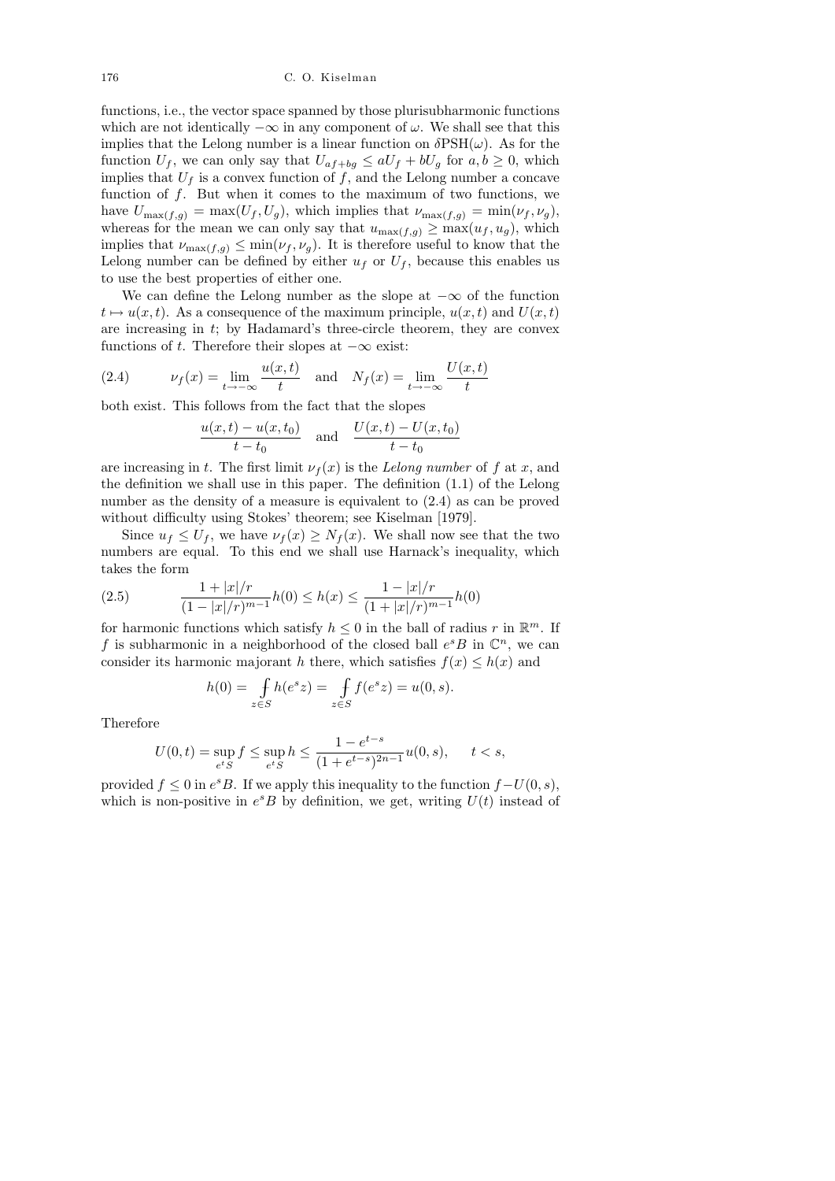functions, i.e., the vector space spanned by those plurisubharmonic functions which are not identically $-\infty$ in any component of $\omega$. We shall see that this implies that the Lelong number is a linear function on $\delta\mathrm{PSH}(\omega)$. As for the function $U_f$, we can only say that $U_{af+bg} \le aU_f + bU_g$ for $a, b \ge 0$, which implies that $U_f$ is a convex function of $f$, and the Lelong number a concave function of $f$. But when it comes to the maximum of two functions, we have $U_{\max(f,g)} = \max(U_f, U_g)$, which implies that $\nu_{\max(f,g)} = \min(\nu_f, \nu_g)$, whereas for the mean we can only say that $u_{\max(f,g)} \ge \max(u_f, u_g)$, which implies that $\nu_{\max(f,g)} \le \min(\nu_f, \nu_g)$. It is therefore useful to know that the Lelong number can be defined by either $u_f$ or $U_f$, because this enables us to use the best properties of either one.

We can define the Lelong number as the slope at $-\infty$ of the function $t \mapsto u(x,t)$. As a consequence of the maximum principle, $u(x,t)$ and $U(x,t)$ are increasing in $t$; by Hadamard's three-circle theorem, they are convex functions of $t$. Therefore their slopes at $-\infty$ exist:

$$\nu_f(x) = \lim_{t\to-\infty} \frac{u(x,t)}{t} \quad \text{and} \quad N_f(x) = \lim_{t\to-\infty} \frac{U(x,t)}{t} \tag{2.4}$$

both exist. This follows from the fact that the slopes

$$\frac{u(x,t) - u(x,t_0)}{t - t_0} \quad \text{and} \quad \frac{U(x,t) - U(x,t_0)}{t - t_0}$$

are increasing in $t$. The first limit $\nu_f(x)$ is the *Lelong number* of $f$ at $x$, and the definition we shall use in this paper. The definition (1.1) of the Lelong number as the density of a measure is equivalent to (2.4) as can be proved without difficulty using Stokes' theorem; see Kiselman [1979].

Since $u_f \le U_f$, we have $\nu_f(x) \ge N_f(x)$. We shall now see that the two numbers are equal. To this end we shall use Harnack's inequality, which takes the form

$$\frac{1 + |x|/r}{(1 - |x|/r)^{m-1}} h(0) \le h(x) \le \frac{1 - |x|/r}{(1 + |x|/r)^{m-1}} h(0) \tag{2.5}$$

for harmonic functions which satisfy $h \le 0$ in the ball of radius $r$ in $\mathbb{R}^m$. If $f$ is subharmonic in a neighborhood of the closed ball $e^s B$ in $\mathbb{C}^n$, we can consider its harmonic majorant $h$ there, which satisfies $f(x) \le h(x)$ and

$$h(0) = \fint_{z\in S} h(e^s z) = \fint_{z\in S} f(e^s z) = u(0,s).$$

Therefore

$$U(0,t) = \sup_{e^t S} f \le \sup_{e^t S} h \le \frac{1 - e^{t-s}}{(1 + e^{t-s})^{2n-1}} u(0,s), \qquad t < s,$$

provided $f \le 0$ in $e^s B$. If we apply this inequality to the function $f - U(0,s)$, which is non-positive in $e^s B$ by definition, we get, writing $U(t)$ instead of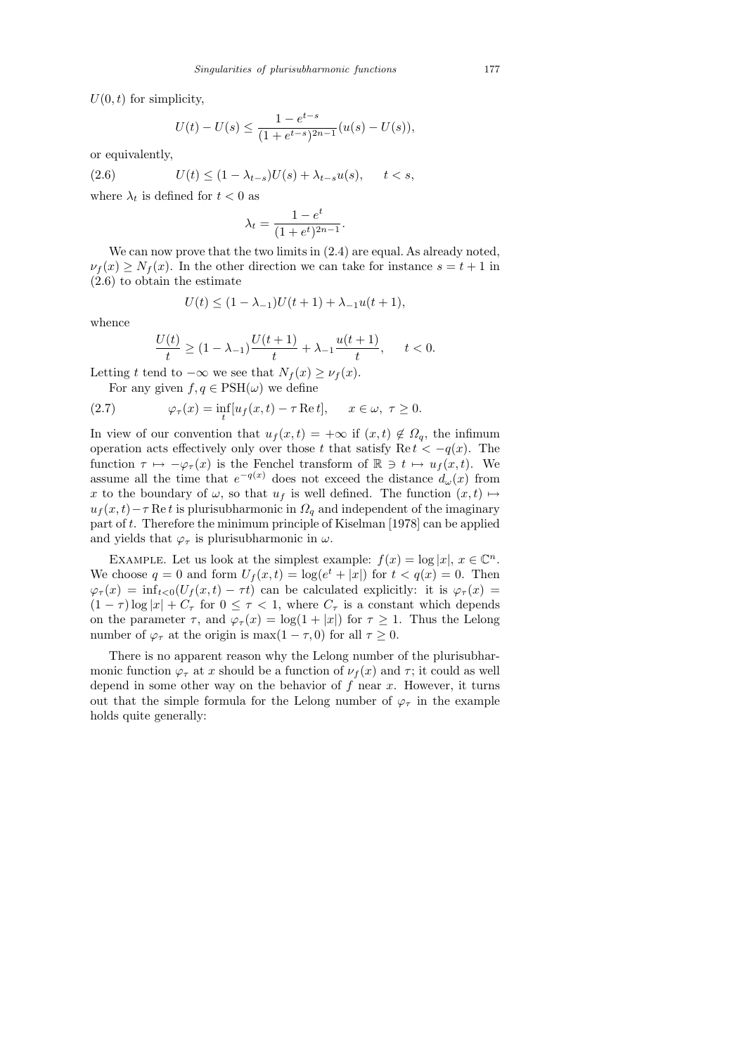$U(0,t)$ for simplicity,

$$U(t) - U(s) \le \frac{1 - e^{t-s}}{(1 + e^{t-s})^{2n-1}} (u(s) - U(s)),$$

or equivalently,

$$U(t) \le (1 - \lambda_{t-s}) U(s) + \lambda_{t-s} u(s), \qquad t < s, \tag{2.6}$$

where $\lambda_t$ is defined for $t < 0$ as

$$\lambda_t = \frac{1 - e^t}{(1 + e^t)^{2n-1}}.$$

We can now prove that the two limits in (2.4) are equal. As already noted, $\nu_f(x) \ge N_f(x)$. In the other direction we can take for instance $s = t + 1$ in (2.6) to obtain the estimate

$$U(t) \le (1 - \lambda_{-1}) U(t+1) + \lambda_{-1} u(t+1),$$

whence

$$\frac{U(t)}{t} \ge (1 - \lambda_{-1}) \frac{U(t+1)}{t} + \lambda_{-1} \frac{u(t+1)}{t}, \qquad t < 0.$$

Letting $t$ tend to $-\infty$ we see that $N_f(x) \ge \nu_f(x)$.

For any given $f, q \in \mathrm{PSH}(\omega)$ we define

$$\varphi_\tau(x) = \inf_t [u_f(x,t) - \tau \operatorname{Re} t], \qquad x \in \omega,\ \tau \ge 0. \tag{2.7}$$

In view of our convention that $u_f(x,t) = +\infty$ if $(x,t) \notin \Omega_q$, the infimum operation acts effectively only over those $t$ that satisfy $\operatorname{Re} t < -q(x)$. The function $\tau \mapsto -\varphi_\tau(x)$ is the Fenchel transform of $\mathbb{R} \ni t \mapsto u_f(x,t)$. We assume all the time that $e^{-q(x)}$ does not exceed the distance $d_\omega(x)$ from $x$ to the boundary of $\omega$, so that $u_f$ is well defined. The function $(x,t) \mapsto u_f(x,t) - \tau \operatorname{Re} t$ is plurisubharmonic in $\Omega_q$ and independent of the imaginary part of $t$. Therefore the minimum principle of Kiselman [1978] can be applied and yields that $\varphi_\tau$ is plurisubharmonic in $\omega$.

Example. Let us look at the simplest example: $f(x) = \log|x|$, $x \in \mathbb{C}^n$. We choose $q = 0$ and form $U_f(x,t) = \log(e^t + |x|)$ for $t < q(x) = 0$. Then $\varphi_\tau(x) = \inf_{t<0}(U_f(x,t) - \tau t)$ can be calculated explicitly: it is $\varphi_\tau(x) = (1-\tau)\log|x| + C_\tau$ for $0 \le \tau < 1$, where $C_\tau$ is a constant which depends on the parameter $\tau$, and $\varphi_\tau(x) = \log(1 + |x|)$ for $\tau \ge 1$. Thus the Lelong number of $\varphi_\tau$ at the origin is $\max(1 - \tau, 0)$ for all $\tau \ge 0$.

There is no apparent reason why the Lelong number of the plurisubharmonic function $\varphi_\tau$ at $x$ should be a function of $\nu_f(x)$ and $\tau$; it could as well depend in some other way on the behavior of $f$ near $x$. However, it turns out that the simple formula for the Lelong number of $\varphi_\tau$ in the example holds quite generally: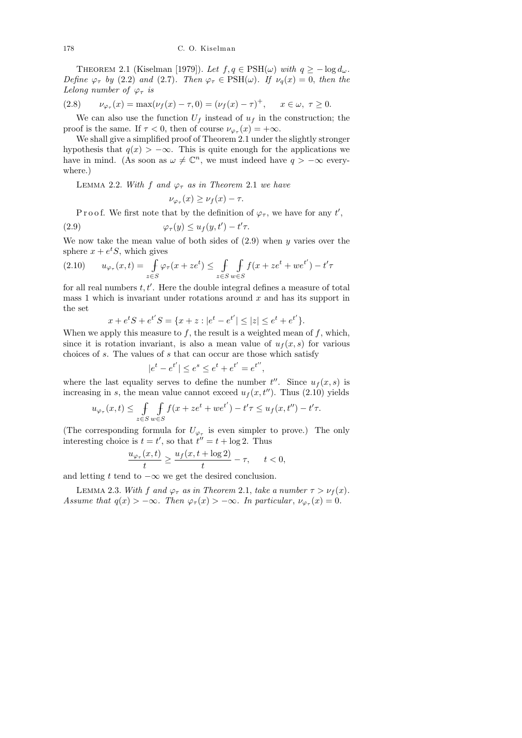**Theorem 2.1** (Kiselman [1979]). *Let $f, q \in \mathrm{PSH}(\omega)$ with $q \geq -\log d_\omega$. Define $\varphi_\tau$ by* (2.2) *and* (2.7). *Then $\varphi_\tau \in \mathrm{PSH}(\omega)$. If $\nu_q(x) = 0$, then the Lelong number of $\varphi_\tau$ is*

$$\nu_{\varphi_\tau}(x) = \max(\nu_f(x) - \tau, 0) = (\nu_f(x) - \tau)^+, \qquad x \in \omega,\ \tau \geq 0. \tag{2.8}$$

We can also use the function $U_f$ instead of $u_f$ in the construction; the proof is the same. If $\tau < 0$, then of course $\nu_{\varphi_\tau}(x) = +\infty$.

We shall give a simplified proof of Theorem 2.1 under the slightly stronger hypothesis that $q(x) > -\infty$. This is quite enough for the applications we have in mind. (As soon as $\omega \neq \mathbb{C}^n$, we must indeed have $q > -\infty$ everywhere.)

**Lemma 2.2.** *With $f$ and $\varphi_\tau$ as in Theorem* 2.1 *we have*

$$\nu_{\varphi_\tau}(x) \geq \nu_f(x) - \tau.$$

Proof. We first note that by the definition of $\varphi_\tau$, we have for any $t'$,

$$\varphi_\tau(y) \leq u_f(y, t') - t'\tau. \tag{2.9}$$

We now take the mean value of both sides of (2.9) when $y$ varies over the sphere $x + e^t S$, which gives

$$u_{\varphi_\tau}(x, t) = \fint_{z \in S} \varphi_\tau(x + ze^t) \leq \fint_{z \in S} \fint_{w \in S} f(x + ze^t + we^{t'}) - t'\tau \tag{2.10}$$

for all real numbers $t, t'$. Here the double integral defines a measure of total mass 1 which is invariant under rotations around $x$ and has its support in the set

$$x + e^t S + e^{t'} S = \{x + z : |e^t - e^{t'}| \leq |z| \leq e^t + e^{t'}\}.$$

When we apply this measure to $f$, the result is a weighted mean of $f$, which, since it is rotation invariant, is also a mean value of $u_f(x, s)$ for various choices of $s$. The values of $s$ that can occur are those which satisfy

$$|e^t - e^{t'}| \leq e^s \leq e^t + e^{t'} = e^{t''},$$

where the last equality serves to define the number $t''$. Since $u_f(x, s)$ is increasing in $s$, the mean value cannot exceed $u_f(x, t'')$. Thus (2.10) yields

$$u_{\varphi_\tau}(x, t) \leq \fint_{z \in S} \fint_{w \in S} f(x + ze^t + we^{t'}) - t'\tau \leq u_f(x, t'') - t'\tau.$$

(The corresponding formula for $U_{\varphi_\tau}$ is even simpler to prove.) The only interesting choice is $t = t'$, so that $t'' = t + \log 2$. Thus

$$\frac{u_{\varphi_\tau}(x, t)}{t} \geq \frac{u_f(x, t + \log 2)}{t} - \tau, \qquad t < 0,$$

and letting $t$ tend to $-\infty$ we get the desired conclusion.

**Lemma 2.3.** *With $f$ and $\varphi_\tau$ as in Theorem* 2.1, *take a number $\tau > \nu_f(x)$. Assume that $q(x) > -\infty$. Then $\varphi_\tau(x) > -\infty$. In particular*, $\nu_{\varphi_\tau}(x) = 0$.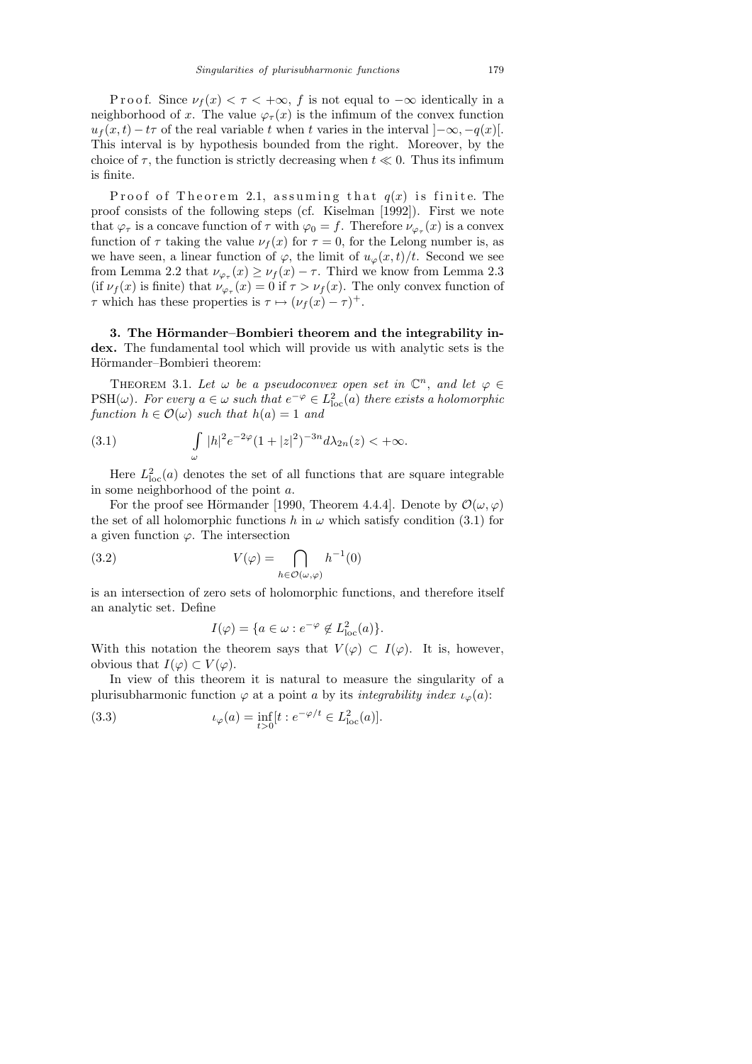Proof. Since $\nu_f(x) < \tau < +\infty$, $f$ is not equal to $-\infty$ identically in a neighborhood of $x$. The value $\varphi_\tau(x)$ is the infimum of the convex function $u_f(x,t) - t\tau$ of the real variable $t$ when $t$ varies in the interval $]-\infty, -q(x)[$. This interval is by hypothesis bounded from the right. Moreover, by the choice of $\tau$, the function is strictly decreasing when $t \ll 0$. Thus its infimum is finite.

Proof of Theorem 2.1, assuming that $q(x)$ is finite. The proof consists of the following steps (cf. Kiselman [1992]). First we note that $\varphi_\tau$ is a concave function of $\tau$ with $\varphi_0 = f$. Therefore $\nu_{\varphi_\tau}(x)$ is a convex function of $\tau$ taking the value $\nu_f(x)$ for $\tau = 0$, for the Lelong number is, as we have seen, a linear function of $\varphi$, the limit of $u_\varphi(x,t)/t$. Second we see from Lemma 2.2 that $\nu_{\varphi_\tau}(x) \geq \nu_f(x) - \tau$. Third we know from Lemma 2.3 (if $\nu_f(x)$ is finite) that $\nu_{\varphi_\tau}(x) = 0$ if $\tau > \nu_f(x)$. The only convex function of $\tau$ which has these properties is $\tau \mapsto (\nu_f(x) - \tau)^+$.

## 3. The Hörmander–Bombieri theorem and the integrability index.

The fundamental tool which will provide us with analytic sets is the Hörmander–Bombieri theorem:

Theorem 3.1. *Let $\omega$ be a pseudoconvex open set in $\mathbb{C}^n$, and let $\varphi \in \mathrm{PSH}(\omega)$. For every $a \in \omega$ such that $e^{-\varphi} \in L^2_{\mathrm{loc}}(a)$ there exists a holomorphic function $h \in \mathcal{O}(\omega)$ such that $h(a) = 1$ and*

$$\int_\omega |h|^2 e^{-2\varphi}(1+|z|^2)^{-3n} d\lambda_{2n}(z) < +\infty. \tag{3.1}$$

Here $L^2_{\mathrm{loc}}(a)$ denotes the set of all functions that are square integrable in some neighborhood of the point $a$.

For the proof see Hörmander [1990, Theorem 4.4.4]. Denote by $\mathcal{O}(\omega,\varphi)$ the set of all holomorphic functions $h$ in $\omega$ which satisfy condition (3.1) for a given function $\varphi$. The intersection

$$V(\varphi) = \bigcap_{h \in \mathcal{O}(\omega,\varphi)} h^{-1}(0) \tag{3.2}$$

is an intersection of zero sets of holomorphic functions, and therefore itself an analytic set. Define

$$I(\varphi) = \{a \in \omega : e^{-\varphi} \notin L^2_{\mathrm{loc}}(a)\}.$$

With this notation the theorem says that $V(\varphi) \subset I(\varphi)$. It is, however, obvious that $I(\varphi) \subset V(\varphi)$.

In view of this theorem it is natural to measure the singularity of a plurisubharmonic function $\varphi$ at a point $a$ by its *integrability index* $\iota_\varphi(a)$:

$$\iota_\varphi(a) = \inf_{t>0}[t : e^{-\varphi/t} \in L^2_{\mathrm{loc}}(a)]. \tag{3.3}$$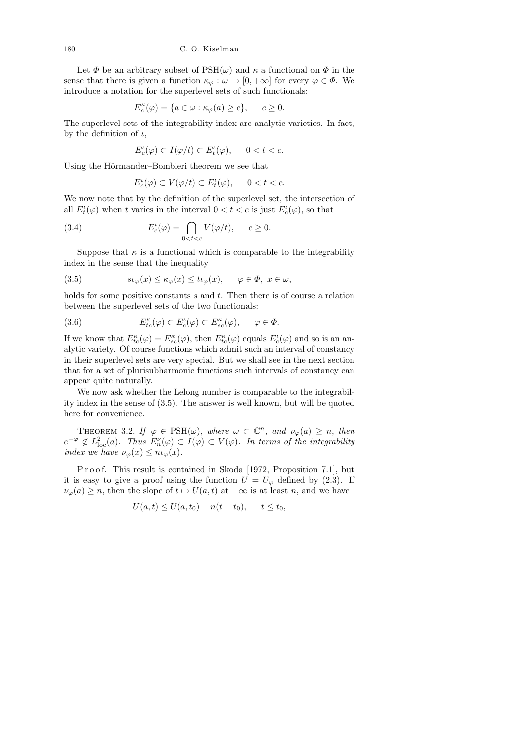Let $\Phi$ be an arbitrary subset of $\mathrm{PSH}(\omega)$ and $\kappa$ a functional on $\Phi$ in the sense that there is given a function $\kappa_\varphi : \omega \to [0, +\infty]$ for every $\varphi \in \Phi$. We introduce a notation for the superlevel sets of such functionals:

$$E_c^\kappa(\varphi) = \{a \in \omega : \kappa_\varphi(a) \ge c\}, \qquad c \ge 0.$$

The superlevel sets of the integrability index are analytic varieties. In fact, by the definition of $\iota$,

$$E_c^\iota(\varphi) \subset I(\varphi/t) \subset E_t^\iota(\varphi), \qquad 0 < t < c.$$

Using the Hörmander–Bombieri theorem we see that

$$E_c^\iota(\varphi) \subset V(\varphi/t) \subset E_t^\iota(\varphi), \qquad 0 < t < c.$$

We now note that by the definition of the superlevel set, the intersection of all $E_t^\iota(\varphi)$ when $t$ varies in the interval $0 < t < c$ is just $E_c^\iota(\varphi)$, so that

$$E_c^\iota(\varphi) = \bigcap_{0<t<c} V(\varphi/t), \qquad c \ge 0. \tag{3.4}$$

Suppose that $\kappa$ is a functional which is comparable to the integrability index in the sense that the inequality

$$s\iota_\varphi(x) \le \kappa_\varphi(x) \le t\iota_\varphi(x), \qquad \varphi \in \Phi,\ x \in \omega, \tag{3.5}$$

holds for some positive constants $s$ and $t$. Then there is of course a relation between the superlevel sets of the two functionals:

$$E_{tc}^\kappa(\varphi) \subset E_c^\iota(\varphi) \subset E_{sc}^\kappa(\varphi), \qquad \varphi \in \Phi. \tag{3.6}$$

If we know that $E_{tc}^\kappa(\varphi) = E_{sc}^\kappa(\varphi)$, then $E_{tc}^\kappa(\varphi)$ equals $E_c^\iota(\varphi)$ and so is an analytic variety. Of course functions which admit such an interval of constancy in their superlevel sets are very special. But we shall see in the next section that for a set of plurisubharmonic functions such intervals of constancy can appear quite naturally.

We now ask whether the Lelong number is comparable to the integrability index in the sense of (3.5). The answer is well known, but will be quoted here for convenience.

**Theorem 3.2.** *If $\varphi \in \mathrm{PSH}(\omega)$, where $\omega \subset \mathbb{C}^n$, and $\nu_\varphi(a) \ge n$, then $e^{-\varphi} \notin L^2_{\mathrm{loc}}(a)$. Thus $E_n^\nu(\varphi) \subset I(\varphi) \subset V(\varphi)$. In terms of the integrability index we have $\nu_\varphi(x) \le n\iota_\varphi(x)$.*

Proof. This result is contained in Skoda [1972, Proposition 7.1], but it is easy to give a proof using the function $U = U_\varphi$ defined by (2.3). If $\nu_\varphi(a) \ge n$, then the slope of $t \mapsto U(a,t)$ at $-\infty$ is at least $n$, and we have

$$U(a,t) \le U(a,t_0) + n(t - t_0), \qquad t \le t_0,$$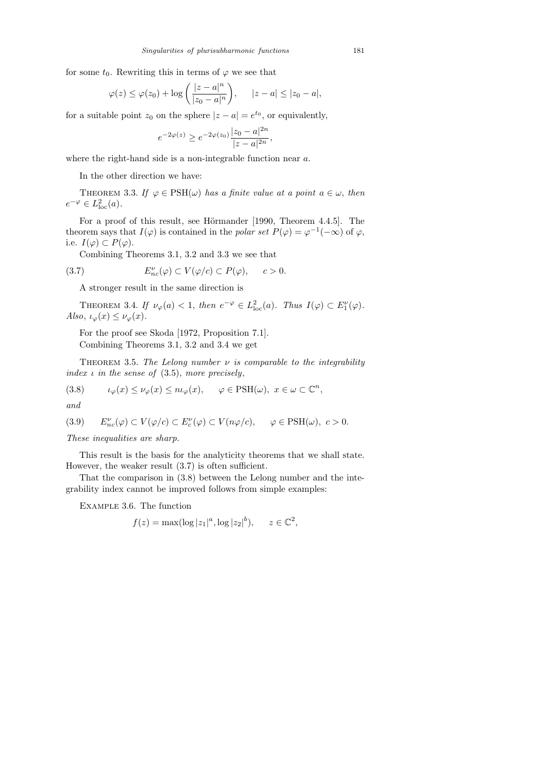for some $t_0$. Rewriting this in terms of $\varphi$ we see that

$$\varphi(z) \le \varphi(z_0) + \log\left(\frac{|z-a|^n}{|z_0-a|^n}\right), \qquad |z-a| \le |z_0 - a|,$$

for a suitable point $z_0$ on the sphere $|z-a| = e^{t_0}$, or equivalently,

$$e^{-2\varphi(z)} \ge e^{-2\varphi(z_0)} \frac{|z_0-a|^{2n}}{|z-a|^{2n}},$$

where the right-hand side is a non-integrable function near $a$.

In the other direction we have:

THEOREM 3.3. *If $\varphi \in \mathrm{PSH}(\omega)$ has a finite value at a point $a \in \omega$, then $e^{-\varphi} \in L^2_{\mathrm{loc}}(a)$.*

For a proof of this result, see Hörmander [1990, Theorem 4.4.5]. The theorem says that $I(\varphi)$ is contained in the *polar set* $P(\varphi) = \varphi^{-1}(-\infty)$ of $\varphi$, i.e. $I(\varphi) \subset P(\varphi)$.

Combining Theorems 3.1, 3.2 and 3.3 we see that

$$E^{\nu}_{nc}(\varphi) \subset V(\varphi/c) \subset P(\varphi), \qquad c > 0. \tag{3.7}$$

A stronger result in the same direction is

THEOREM 3.4. *If $\nu_\varphi(a) < 1$, then $e^{-\varphi} \in L^2_{\mathrm{loc}}(a)$. Thus $I(\varphi) \subset E^{\nu}_1(\varphi)$. Also, $\iota_\varphi(x) \le \nu_\varphi(x)$.*

For the proof see Skoda [1972, Proposition 7.1].

Combining Theorems 3.1, 3.2 and 3.4 we get

THEOREM 3.5. *The Lelong number $\nu$ is comparable to the integrability index $\iota$ in the sense of* (3.5), *more precisely*,

$$\iota_\varphi(x) \le \nu_\varphi(x) \le n\iota_\varphi(x), \qquad \varphi \in \mathrm{PSH}(\omega),\ x \in \omega \subset \mathbb{C}^n, \tag{3.8}$$

*and*

$$E^{\nu}_{nc}(\varphi) \subset V(\varphi/c) \subset E^{\nu}_{c}(\varphi) \subset V(n\varphi/c), \qquad \varphi \in \mathrm{PSH}(\omega),\ c > 0. \tag{3.9}$$

*These inequalities are sharp.*

This result is the basis for the analyticity theorems that we shall state. However, the weaker result (3.7) is often sufficient.

That the comparison in (3.8) between the Lelong number and the integrability index cannot be improved follows from simple examples:

EXAMPLE 3.6. The function

$$f(z) = \max(\log|z_1|^a, \log|z_2|^b), \qquad z \in \mathbb{C}^2,$$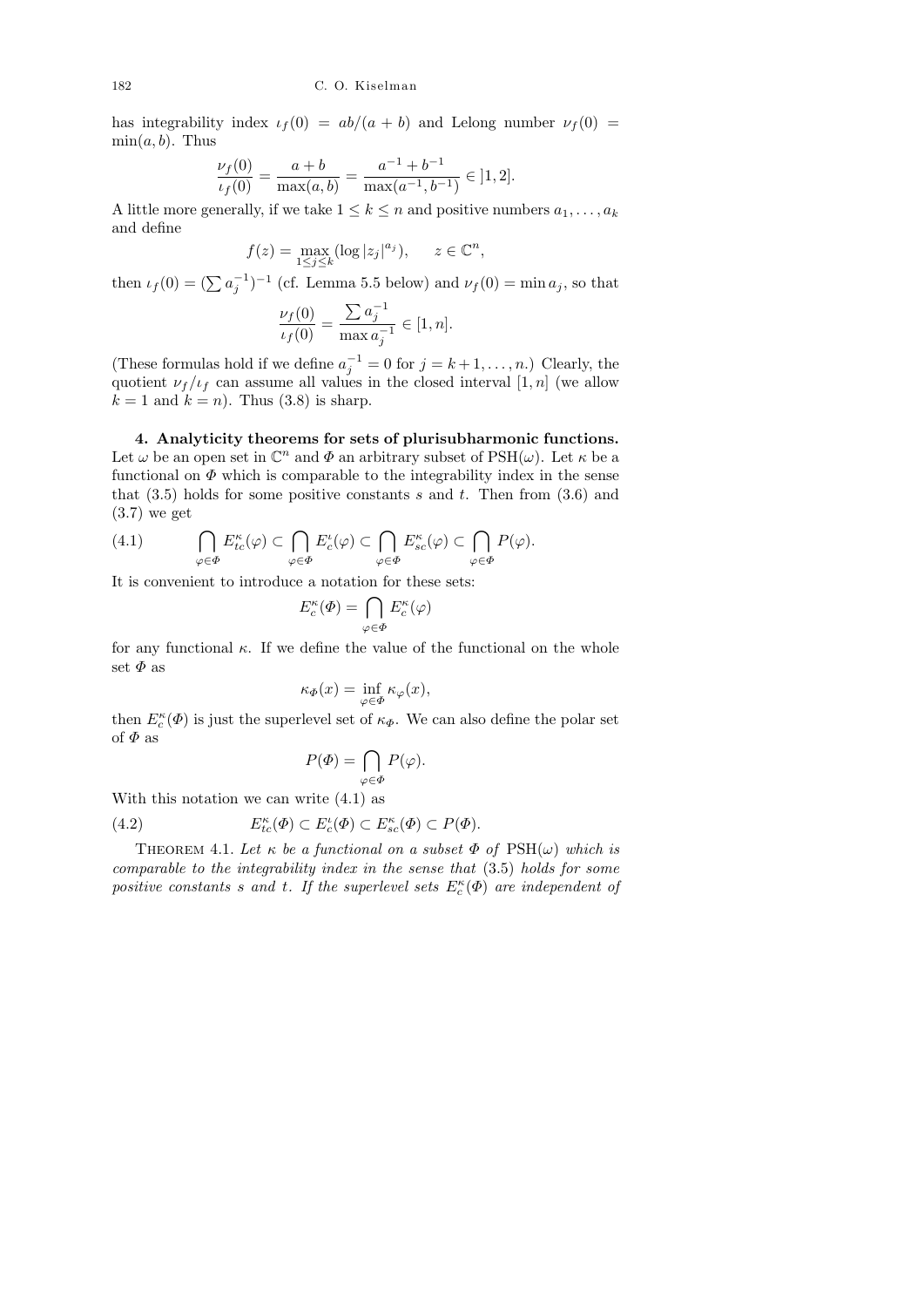has integrability index $\iota_f(0) = ab/(a+b)$ and Lelong number $\nu_f(0) = \min(a,b)$. Thus

$$\frac{\nu_f(0)}{\iota_f(0)} = \frac{a+b}{\max(a,b)} = \frac{a^{-1}+b^{-1}}{\max(a^{-1},b^{-1})} \in \,]1,2].$$

A little more generally, if we take $1 \le k \le n$ and positive numbers $a_1, \ldots, a_k$ and define

$$f(z) = \max_{1\le j\le k} (\log |z_j|^{a_j}), \qquad z \in \mathbb{C}^n,$$

then $\iota_f(0) = (\sum a_j^{-1})^{-1}$ (cf. Lemma 5.5 below) and $\nu_f(0) = \min a_j$, so that

$$\frac{\nu_f(0)}{\iota_f(0)} = \frac{\sum a_j^{-1}}{\max a_j^{-1}} \in [1,n].$$

(These formulas hold if we define $a_j^{-1} = 0$ for $j = k+1, \ldots, n$.) Clearly, the quotient $\nu_f/\iota_f$ can assume all values in the closed interval $[1,n]$ (we allow $k = 1$ and $k = n$). Thus (3.8) is sharp.

**4. Analyticity theorems for sets of plurisubharmonic functions.** Let $\omega$ be an open set in $\mathbb{C}^n$ and $\Phi$ an arbitrary subset of $\mathrm{PSH}(\omega)$. Let $\kappa$ be a functional on $\Phi$ which is comparable to the integrability index in the sense that (3.5) holds for some positive constants $s$ and $t$. Then from (3.6) and (3.7) we get

$$\bigcap_{\varphi\in\Phi} E^{\kappa}_{tc}(\varphi) \subset \bigcap_{\varphi\in\Phi} E^{\iota}_{c}(\varphi) \subset \bigcap_{\varphi\in\Phi} E^{\kappa}_{sc}(\varphi) \subset \bigcap_{\varphi\in\Phi} P(\varphi). \tag{4.1}$$

It is convenient to introduce a notation for these sets:

$$E^{\kappa}_c(\Phi) = \bigcap_{\varphi\in\Phi} E^{\kappa}_c(\varphi)$$

for any functional $\kappa$. If we define the value of the functional on the whole set $\Phi$ as

$$\kappa_\Phi(x) = \inf_{\varphi\in\Phi} \kappa_\varphi(x),$$

then $E^{\kappa}_c(\Phi)$ is just the superlevel set of $\kappa_\Phi$. We can also define the polar set of $\Phi$ as

$$P(\Phi) = \bigcap_{\varphi\in\Phi} P(\varphi).$$

With this notation we can write (4.1) as

$$E^{\kappa}_{tc}(\Phi) \subset E^{\iota}_{c}(\Phi) \subset E^{\kappa}_{sc}(\Phi) \subset P(\Phi). \tag{4.2}$$

THEOREM 4.1. *Let $\kappa$ be a functional on a subset $\Phi$ of $\mathrm{PSH}(\omega)$ which is comparable to the integrability index in the sense that* (3.5) *holds for some positive constants $s$ and $t$. If the superlevel sets $E^{\kappa}_c(\Phi)$ are independent of*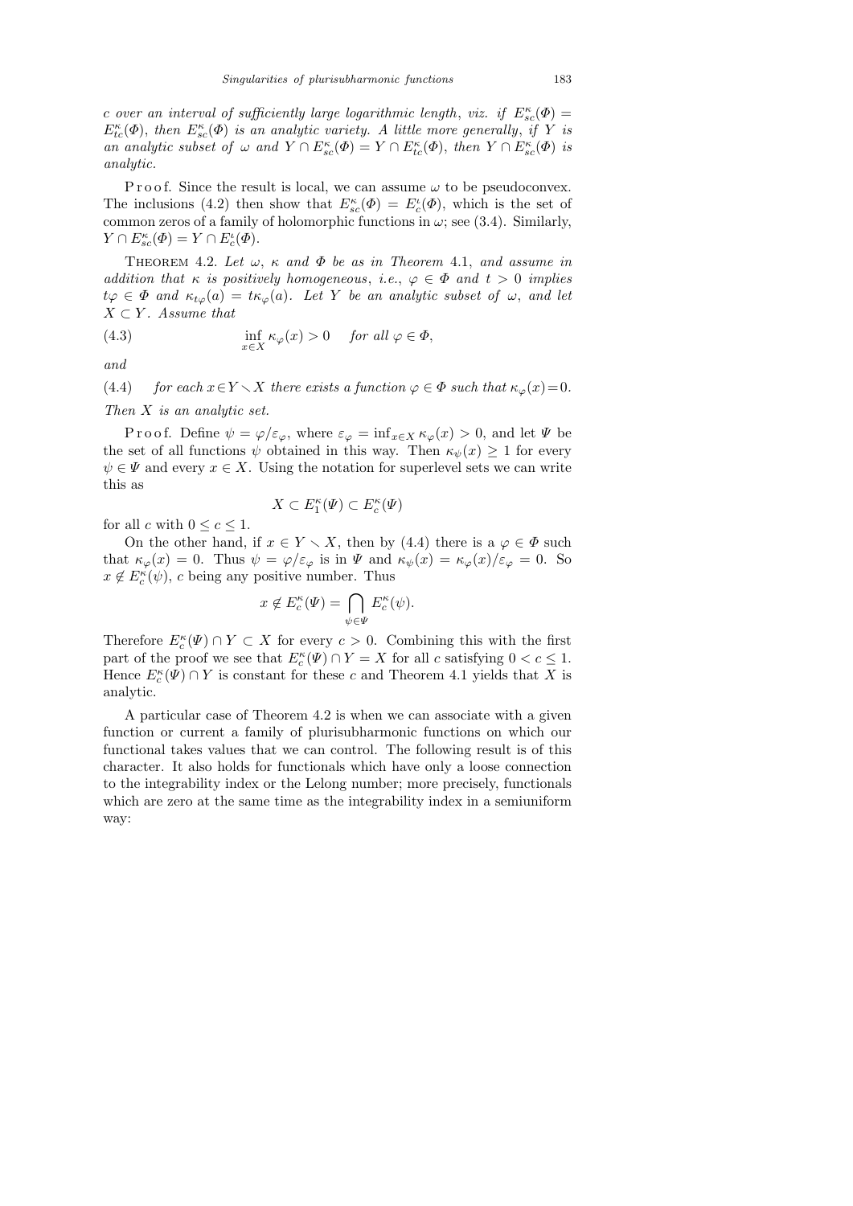*c over an interval of sufficiently large logarithmic length*, *viz. if* $E^\kappa_{sc}(\Phi) = E^\kappa_{tc}(\Phi)$, *then* $E^\kappa_{sc}(\Phi)$ *is an analytic variety. A little more generally*, *if* $Y$ *is an analytic subset of* $\omega$ *and* $Y \cap E^\kappa_{sc}(\Phi) = Y \cap E^\kappa_{tc}(\Phi)$, *then* $Y \cap E^\kappa_{sc}(\Phi)$ *is analytic.*

P r o o f. Since the result is local, we can assume $\omega$ to be pseudoconvex. The inclusions (4.2) then show that $E^\kappa_{sc}(\Phi) = E^\iota_c(\Phi)$, which is the set of common zeros of a family of holomorphic functions in $\omega$; see (3.4). Similarly, $Y \cap E^\kappa_{sc}(\Phi) = Y \cap E^\iota_c(\Phi)$.

THEOREM 4.2. *Let* $\omega$, $\kappa$ *and* $\Phi$ *be as in Theorem* 4.1, *and assume in addition that* $\kappa$ *is positively homogeneous*, *i.e.*, $\varphi \in \Phi$ *and* $t > 0$ *implies* $t\varphi \in \Phi$ *and* $\kappa_{t\varphi}(a) = t\kappa_\varphi(a)$. *Let* $Y$ *be an analytic subset of* $\omega$, *and let* $X \subset Y$. *Assume that*

$$\inf_{x \in X} \kappa_\varphi(x) > 0 \quad \text{for all } \varphi \in \Phi, \tag{4.3}$$

*and*

(4.4) *for each* $x \in Y \setminus X$ *there exists a function* $\varphi \in \Phi$ *such that* $\kappa_\varphi(x) = 0$.

*Then* $X$ *is an analytic set.*

P r o o f. Define $\psi = \varphi/\varepsilon_\varphi$, where $\varepsilon_\varphi = \inf_{x \in X} \kappa_\varphi(x) > 0$, and let $\Psi$ be the set of all functions $\psi$ obtained in this way. Then $\kappa_\psi(x) \ge 1$ for every $\psi \in \Psi$ and every $x \in X$. Using the notation for superlevel sets we can write this as

$$X \subset E^\kappa_1(\Psi) \subset E^\kappa_c(\Psi)$$

for all $c$ with $0 \le c \le 1$.

On the other hand, if $x \in Y \setminus X$, then by (4.4) there is a $\varphi \in \Phi$ such that $\kappa_\varphi(x) = 0$. Thus $\psi = \varphi/\varepsilon_\varphi$ is in $\Psi$ and $\kappa_\psi(x) = \kappa_\varphi(x)/\varepsilon_\varphi = 0$. So $x \notin E^\kappa_c(\psi)$, $c$ being any positive number. Thus

$$x \notin E^\kappa_c(\Psi) = \bigcap_{\psi \in \Psi} E^\kappa_c(\psi).$$

Therefore $E^\kappa_c(\Psi) \cap Y \subset X$ for every $c > 0$. Combining this with the first part of the proof we see that $E^\kappa_c(\Psi) \cap Y = X$ for all $c$ satisfying $0 < c \le 1$. Hence $E^\kappa_c(\Psi) \cap Y$ is constant for these $c$ and Theorem 4.1 yields that $X$ is analytic.

A particular case of Theorem 4.2 is when we can associate with a given function or current a family of plurisubharmonic functions on which our functional takes values that we can control. The following result is of this character. It also holds for functionals which have only a loose connection to the integrability index or the Lelong number; more precisely, functionals which are zero at the same time as the integrability index in a semiuniform way: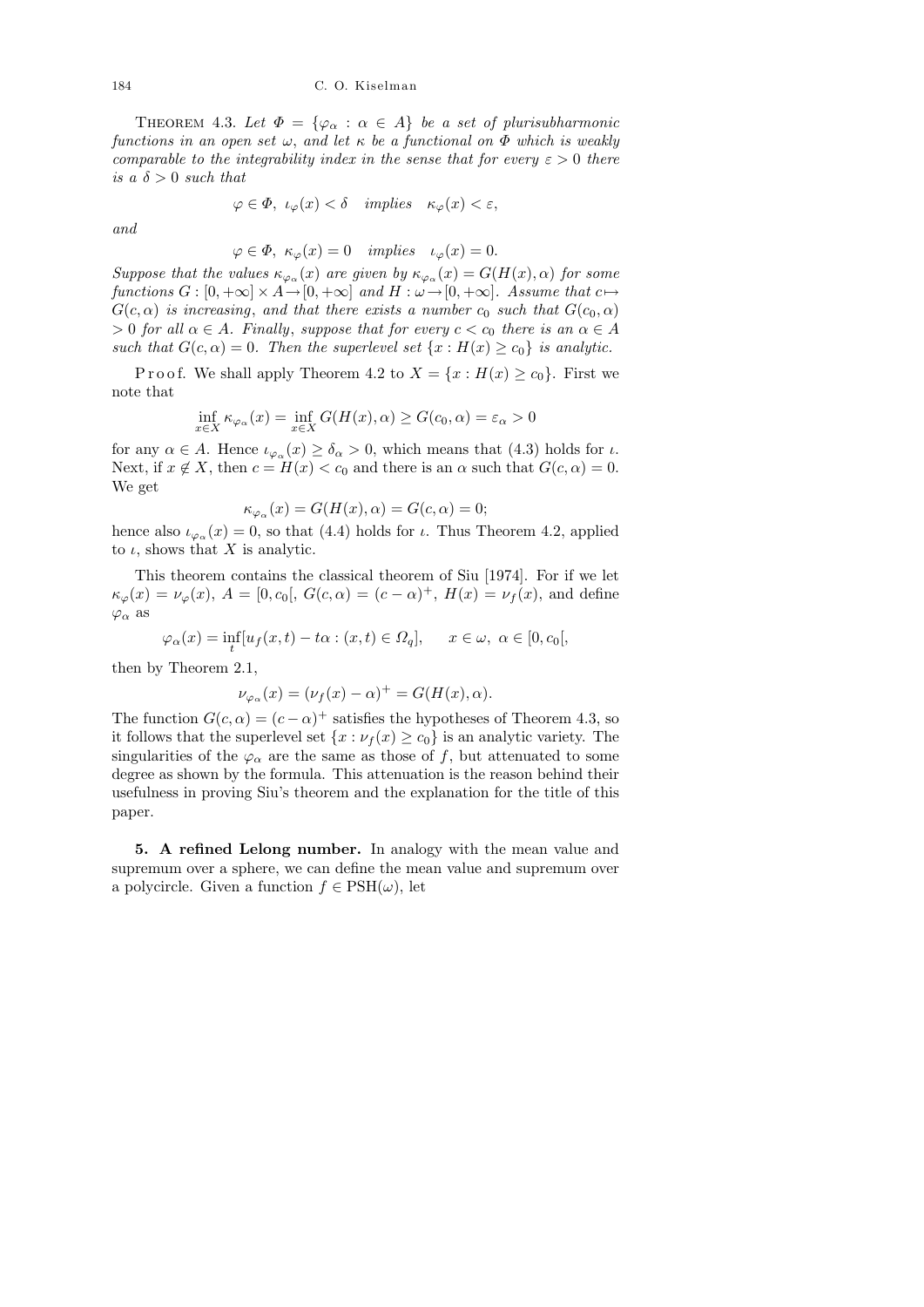**Theorem 4.3.** *Let $\Phi = \{\varphi_\alpha : \alpha \in A\}$ be a set of plurisubharmonic functions in an open set $\omega$, and let $\kappa$ be a functional on $\Phi$ which is weakly comparable to the integrability index in the sense that for every $\varepsilon > 0$ there is a $\delta > 0$ such that*

$$\varphi \in \Phi,\ \iota_\varphi(x) < \delta \quad \textit{implies} \quad \kappa_\varphi(x) < \varepsilon,$$

*and*

$$\varphi \in \Phi,\ \kappa_\varphi(x) = 0 \quad \textit{implies} \quad \iota_\varphi(x) = 0.$$

*Suppose that the values $\kappa_{\varphi_\alpha}(x)$ are given by $\kappa_{\varphi_\alpha}(x) = G(H(x), \alpha)$ for some functions $G : [0, +\infty] \times A \to [0, +\infty]$ and $H : \omega \to [0, +\infty]$. Assume that $c \mapsto G(c, \alpha)$ is increasing, and that there exists a number $c_0$ such that $G(c_0, \alpha) > 0$ for all $\alpha \in A$. Finally, suppose that for every $c < c_0$ there is an $\alpha \in A$ such that $G(c, \alpha) = 0$. Then the superlevel set $\{x : H(x) \geq c_0\}$ is analytic.*

*Proof.* We shall apply Theorem 4.2 to $X = \{x : H(x) \geq c_0\}$. First we note that

$$\inf_{x \in X} \kappa_{\varphi_\alpha}(x) = \inf_{x \in X} G(H(x), \alpha) \geq G(c_0, \alpha) = \varepsilon_\alpha > 0$$

for any $\alpha \in A$. Hence $\iota_{\varphi_\alpha}(x) \geq \delta_\alpha > 0$, which means that (4.3) holds for $\iota$. Next, if $x \notin X$, then $c = H(x) < c_0$ and there is an $\alpha$ such that $G(c, \alpha) = 0$. We get

$$\kappa_{\varphi_\alpha}(x) = G(H(x), \alpha) = G(c, \alpha) = 0;$$

hence also $\iota_{\varphi_\alpha}(x) = 0$, so that (4.4) holds for $\iota$. Thus Theorem 4.2, applied to $\iota$, shows that $X$ is analytic.

This theorem contains the classical theorem of Siu [1974]. For if we let $\kappa_\varphi(x) = \nu_\varphi(x)$, $A = [0, c_0[$, $G(c, \alpha) = (c - \alpha)^+$, $H(x) = \nu_f(x)$, and define $\varphi_\alpha$ as

$$\varphi_\alpha(x) = \inf_t [u_f(x, t) - t\alpha : (x, t) \in \Omega_q], \qquad x \in \omega,\ \alpha \in [0, c_0[,$$

then by Theorem 2.1,

$$\nu_{\varphi_\alpha}(x) = (\nu_f(x) - \alpha)^+ = G(H(x), \alpha).$$

The function $G(c, \alpha) = (c - \alpha)^+$ satisfies the hypotheses of Theorem 4.3, so it follows that the superlevel set $\{x : \nu_f(x) \geq c_0\}$ is an analytic variety. The singularities of the $\varphi_\alpha$ are the same as those of $f$, but attenuated to some degree as shown by the formula. This attenuation is the reason behind their usefulness in proving Siu's theorem and the explanation for the title of this paper.

## 5. A refined Lelong number.

In analogy with the mean value and supremum over a sphere, we can define the mean value and supremum over a polycircle. Given a function $f \in \mathrm{PSH}(\omega)$, let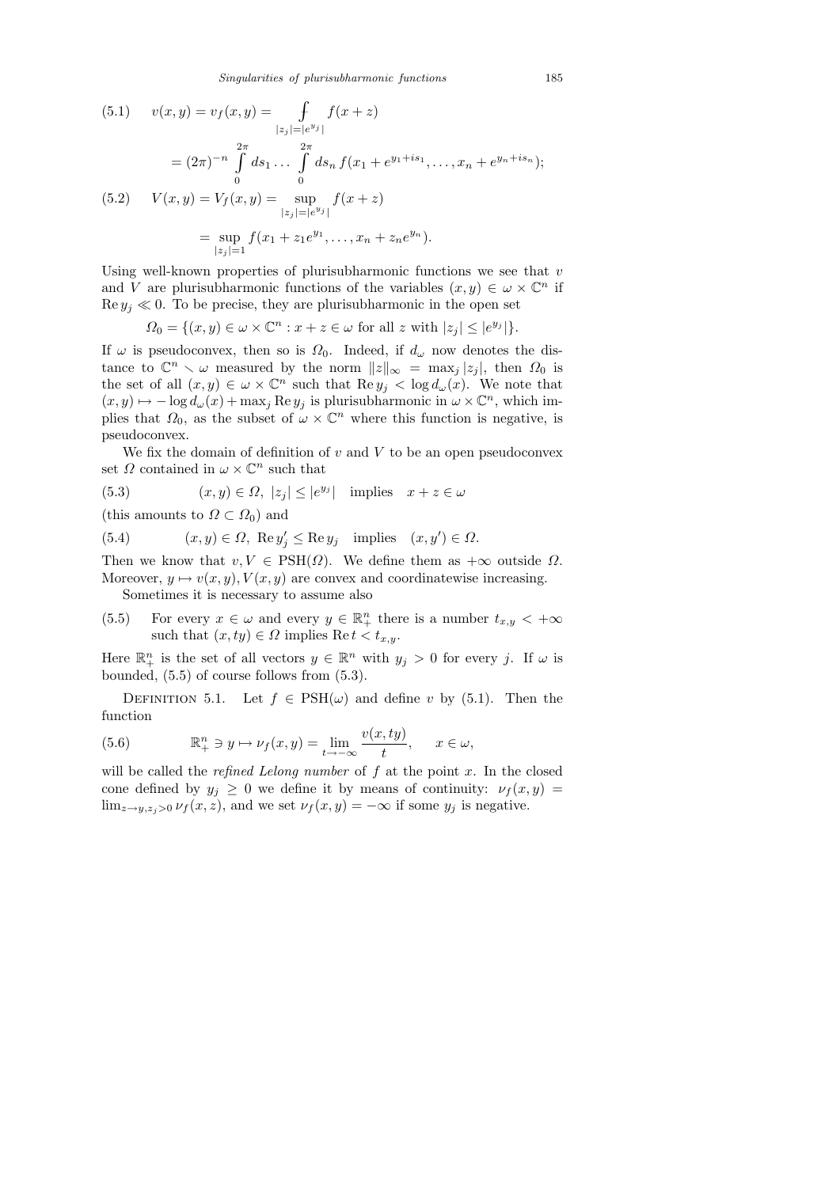$$
\begin{aligned}
(5.1)\qquad v(x,y) = v_f(x,y) &= \fint_{|z_j|=|e^{y_j}|} f(x+z) \\
&= (2\pi)^{-n} \int_0^{2\pi} ds_1 \ldots \int_0^{2\pi} ds_n\, f(x_1 + e^{y_1+is_1}, \ldots, x_n + e^{y_n+is_n});
\end{aligned}
$$

$$
\begin{aligned}
(5.2)\qquad V(x,y) = V_f(x,y) &= \sup_{|z_j|=|e^{y_j}|} f(x+z) \\
&= \sup_{|z_j|=1} f(x_1 + z_1 e^{y_1}, \ldots, x_n + z_n e^{y_n}).
\end{aligned}
$$

Using well-known properties of plurisubharmonic functions we see that $v$ and $V$ are plurisubharmonic functions of the variables $(x,y) \in \omega \times \mathbb{C}^n$ if $\operatorname{Re} y_j \ll 0$. To be precise, they are plurisubharmonic in the open set

$$
\Omega_0 = \{(x,y) \in \omega \times \mathbb{C}^n : x+z \in \omega \text{ for all } z \text{ with } |z_j| \le |e^{y_j}|\}.
$$

If $\omega$ is pseudoconvex, then so is $\Omega_0$. Indeed, if $d_\omega$ now denotes the distance to $\mathbb{C}^n \smallsetminus \omega$ measured by the norm $\|z\|_\infty = \max_j |z_j|$, then $\Omega_0$ is the set of all $(x,y) \in \omega \times \mathbb{C}^n$ such that $\operatorname{Re} y_j < \log d_\omega(x)$. We note that $(x,y) \mapsto -\log d_\omega(x) + \max_j \operatorname{Re} y_j$ is plurisubharmonic in $\omega \times \mathbb{C}^n$, which implies that $\Omega_0$, as the subset of $\omega \times \mathbb{C}^n$ where this function is negative, is pseudoconvex.

We fix the domain of definition of $v$ and $V$ to be an open pseudoconvex set $\Omega$ contained in $\omega \times \mathbb{C}^n$ such that

$$
(5.3)\qquad (x,y) \in \Omega,\ |z_j| \le |e^{y_j}| \quad \text{implies} \quad x+z \in \omega
$$

(this amounts to $\Omega \subset \Omega_0$) and

$$
(5.4)\qquad (x,y) \in \Omega,\ \operatorname{Re} y_j' \le \operatorname{Re} y_j \quad \text{implies} \quad (x,y') \in \Omega.
$$

Then we know that $v, V \in \mathrm{PSH}(\Omega)$. We define them as $+\infty$ outside $\Omega$. Moreover, $y \mapsto v(x,y), V(x,y)$ are convex and coordinatewise increasing.

Sometimes it is necessary to assume also

(5.5) For every $x \in \omega$ and every $y \in \mathbb{R}^n_+$ there is a number $t_{x,y} < +\infty$ such that $(x,ty) \in \Omega$ implies $\operatorname{Re} t < t_{x,y}$.

Here $\mathbb{R}^n_+$ is the set of all vectors $y \in \mathbb{R}^n$ with $y_j > 0$ for every $j$. If $\omega$ is bounded, (5.5) of course follows from (5.3).

Definition 5.1. Let $f \in \mathrm{PSH}(\omega)$ and define $v$ by (5.1). Then the function

$$
(5.6)\qquad \mathbb{R}^n_+ \ni y \mapsto \nu_f(x,y) = \lim_{t \to -\infty} \frac{v(x,ty)}{t}, \qquad x \in \omega,
$$

will be called the *refined Lelong number* of $f$ at the point $x$. In the closed cone defined by $y_j \ge 0$ we define it by means of continuity: $\nu_f(x,y) = \lim_{z \to y, z_j > 0} \nu_f(x,z)$, and we set $\nu_f(x,y) = -\infty$ if some $y_j$ is negative.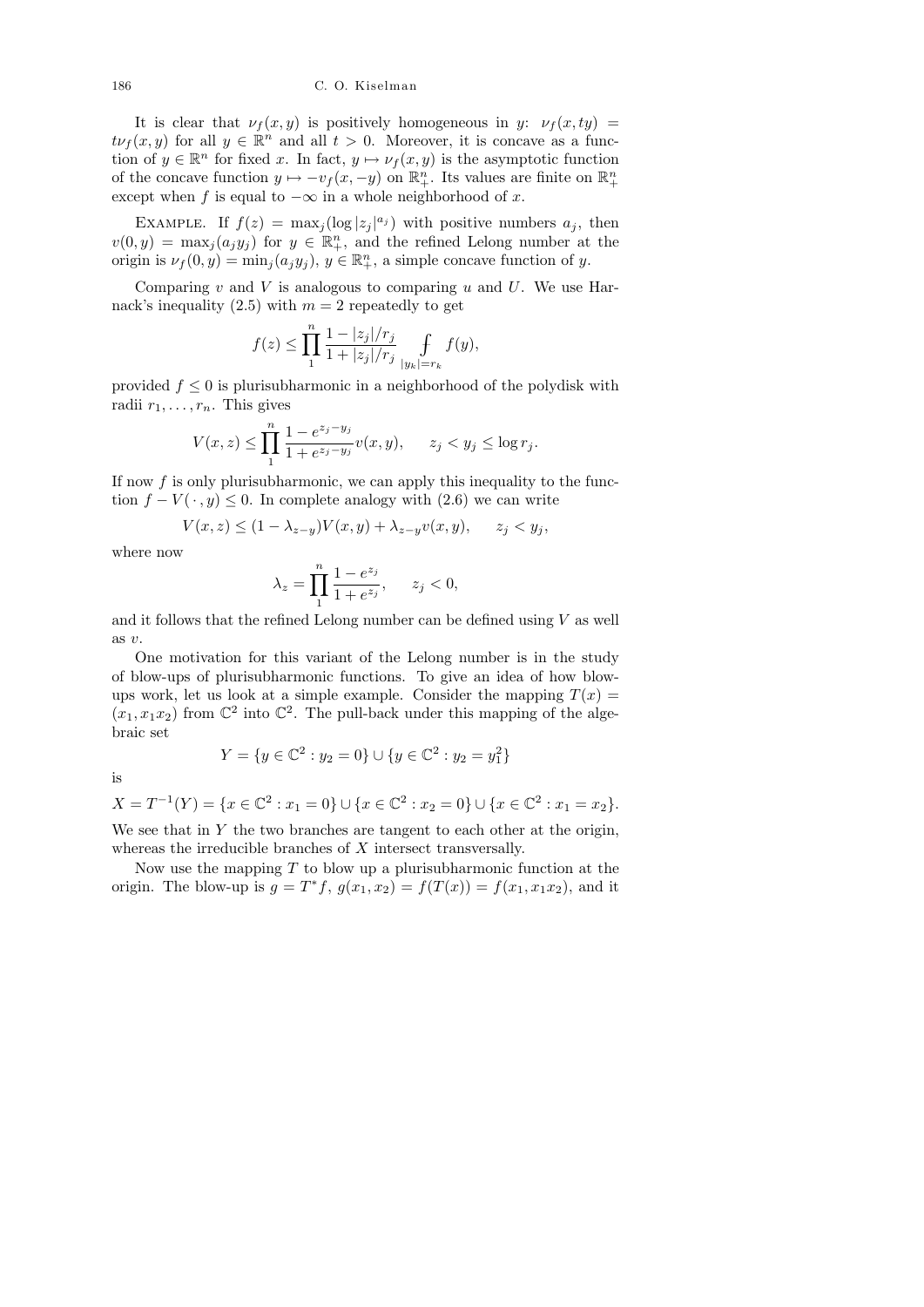It is clear that $\nu_f(x, y)$ is positively homogeneous in $y$: $\nu_f(x, ty) = t\nu_f(x, y)$ for all $y \in \mathbb{R}^n$ and all $t > 0$. Moreover, it is concave as a function of $y \in \mathbb{R}^n$ for fixed $x$. In fact, $y \mapsto \nu_f(x, y)$ is the asymptotic function of the concave function $y \mapsto -v_f(x, -y)$ on $\mathbb{R}^n_+$. Its values are finite on $\mathbb{R}^n_+$ except when $f$ is equal to $-\infty$ in a whole neighborhood of $x$.

Example. If $f(z) = \max_j(\log |z_j|^{a_j})$ with positive numbers $a_j$, then $v(0, y) = \max_j(a_j y_j)$ for $y \in \mathbb{R}^n_+$, and the refined Lelong number at the origin is $\nu_f(0, y) = \min_j(a_j y_j)$, $y \in \mathbb{R}^n_+$, a simple concave function of $y$.

Comparing $v$ and $V$ is analogous to comparing $u$ and $U$. We use Harnack's inequality (2.5) with $m = 2$ repeatedly to get

$$f(z) \le \prod_1^n \frac{1 - |z_j|/r_j}{1 + |z_j|/r_j} \fint_{|y_k| = r_k} f(y),$$

provided $f \le 0$ is plurisubharmonic in a neighborhood of the polydisk with radii $r_1, \ldots, r_n$. This gives

$$V(x, z) \le \prod_1^n \frac{1 - e^{z_j - y_j}}{1 + e^{z_j - y_j}} v(x, y), \qquad z_j < y_j \le \log r_j.$$

If now $f$ is only plurisubharmonic, we can apply this inequality to the function $f - V(\cdot, y) \le 0$. In complete analogy with (2.6) we can write

$$V(x, z) \le (1 - \lambda_{z-y})V(x, y) + \lambda_{z-y} v(x, y), \qquad z_j < y_j,$$

where now

$$\lambda_z = \prod_1^n \frac{1 - e^{z_j}}{1 + e^{z_j}}, \qquad z_j < 0,$$

and it follows that the refined Lelong number can be defined using $V$ as well as $v$.

One motivation for this variant of the Lelong number is in the study of blow-ups of plurisubharmonic functions. To give an idea of how blow-ups work, let us look at a simple example. Consider the mapping $T(x) = (x_1, x_1 x_2)$ from $\mathbb{C}^2$ into $\mathbb{C}^2$. The pull-back under this mapping of the algebraic set

$$Y = \{y \in \mathbb{C}^2 : y_2 = 0\} \cup \{y \in \mathbb{C}^2 : y_2 = y_1^2\}$$

is

$$X = T^{-1}(Y) = \{x \in \mathbb{C}^2 : x_1 = 0\} \cup \{x \in \mathbb{C}^2 : x_2 = 0\} \cup \{x \in \mathbb{C}^2 : x_1 = x_2\}.$$

We see that in $Y$ the two branches are tangent to each other at the origin, whereas the irreducible branches of $X$ intersect transversally.

Now use the mapping $T$ to blow up a plurisubharmonic function at the origin. The blow-up is $g = T^* f$, $g(x_1, x_2) = f(T(x)) = f(x_1, x_1 x_2)$, and it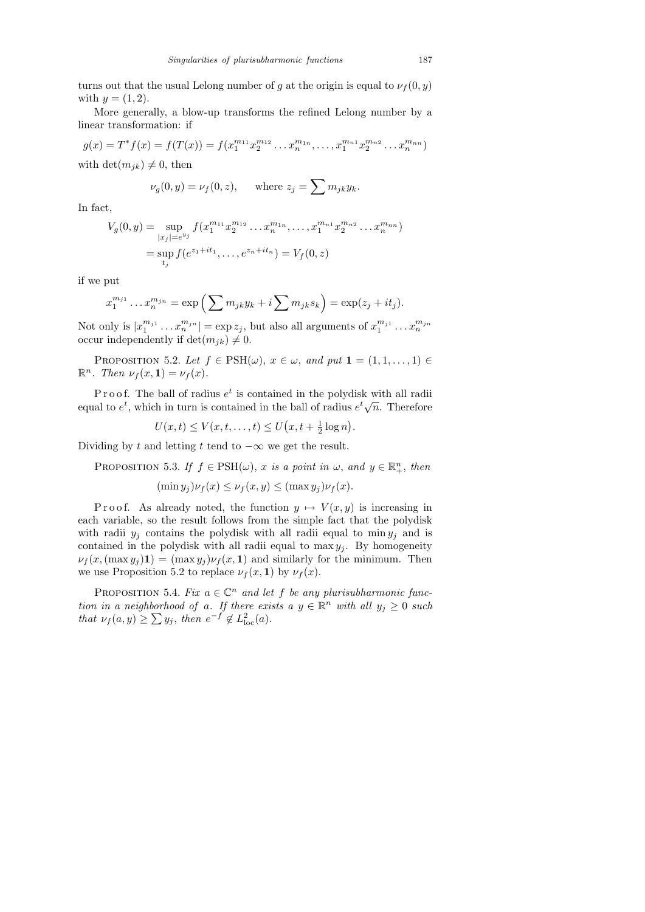turns out that the usual Lelong number of $g$ at the origin is equal to $\nu_f(0, y)$ with $y = (1, 2)$.

More generally, a blow-up transforms the refined Lelong number by a linear transformation: if

$$g(x) = T^* f(x) = f(T(x)) = f(x_1^{m_{11}} x_2^{m_{12}} \dots x_n^{m_{1n}}, \dots, x_1^{m_{n1}} x_2^{m_{n2}} \dots x_n^{m_{nn}})$$

with $\det(m_{jk}) \neq 0$, then

$$\nu_g(0, y) = \nu_f(0, z), \qquad \text{where } z_j = \sum m_{jk} y_k.$$

In fact,

$$\begin{aligned} V_g(0, y) &= \sup_{|x_j| = e^{y_j}} f(x_1^{m_{11}} x_2^{m_{12}} \dots x_n^{m_{1n}}, \dots, x_1^{m_{n1}} x_2^{m_{n2}} \dots x_n^{m_{nn}}) \\ &= \sup_{t_j} f(e^{z_1 + it_1}, \dots, e^{z_n + it_n}) = V_f(0, z) \end{aligned}$$

if we put

$$x_1^{m_{j1}} \dots x_n^{m_{jn}} = \exp\Big(\sum m_{jk} y_k + i \sum m_{jk} s_k\Big) = \exp(z_j + it_j).$$

Not only is $|x_1^{m_{j1}} \dots x_n^{m_{jn}}| = \exp z_j$, but also all arguments of $x_1^{m_{j1}} \dots x_n^{m_{jn}}$ occur independently if $\det(m_{jk}) \neq 0$.

Proposition 5.2. *Let $f \in \mathrm{PSH}(\omega)$, $x \in \omega$, and put $\mathbf{1} = (1, 1, \dots, 1) \in \mathbb{R}^n$. Then $\nu_f(x, \mathbf{1}) = \nu_f(x)$.*

Proof. The ball of radius $e^t$ is contained in the polydisk with all radii equal to $e^t$, which in turn is contained in the ball of radius $e^t \sqrt{n}$. Therefore

$$U(x, t) \le V(x, t, \dots, t) \le U\big(x, t + \tfrac{1}{2} \log n\big).$$

Dividing by $t$ and letting $t$ tend to $-\infty$ we get the result.

Proposition 5.3. *If $f \in \mathrm{PSH}(\omega)$, $x$ is a point in $\omega$, and $y \in \mathbb{R}_+^n$, then*

$$(\min y_j) \nu_f(x) \le \nu_f(x, y) \le (\max y_j) \nu_f(x).$$

Proof. As already noted, the function $y \mapsto V(x, y)$ is increasing in each variable, so the result follows from the simple fact that the polydisk with radii $y_j$ contains the polydisk with all radii equal to $\min y_j$ and is contained in the polydisk with all radii equal to $\max y_j$. By homogeneity $\nu_f(x, (\max y_j)\mathbf{1}) = (\max y_j) \nu_f(x, \mathbf{1})$ and similarly for the minimum. Then we use Proposition 5.2 to replace $\nu_f(x, \mathbf{1})$ by $\nu_f(x)$.

Proposition 5.4. *Fix $a \in \mathbb{C}^n$ and let $f$ be any plurisubharmonic function in a neighborhood of $a$. If there exists a $y \in \mathbb{R}^n$ with all $y_j \ge 0$ such that $\nu_f(a, y) \ge \sum y_j$, then $e^{-f} \notin L^2_{\mathrm{loc}}(a)$.*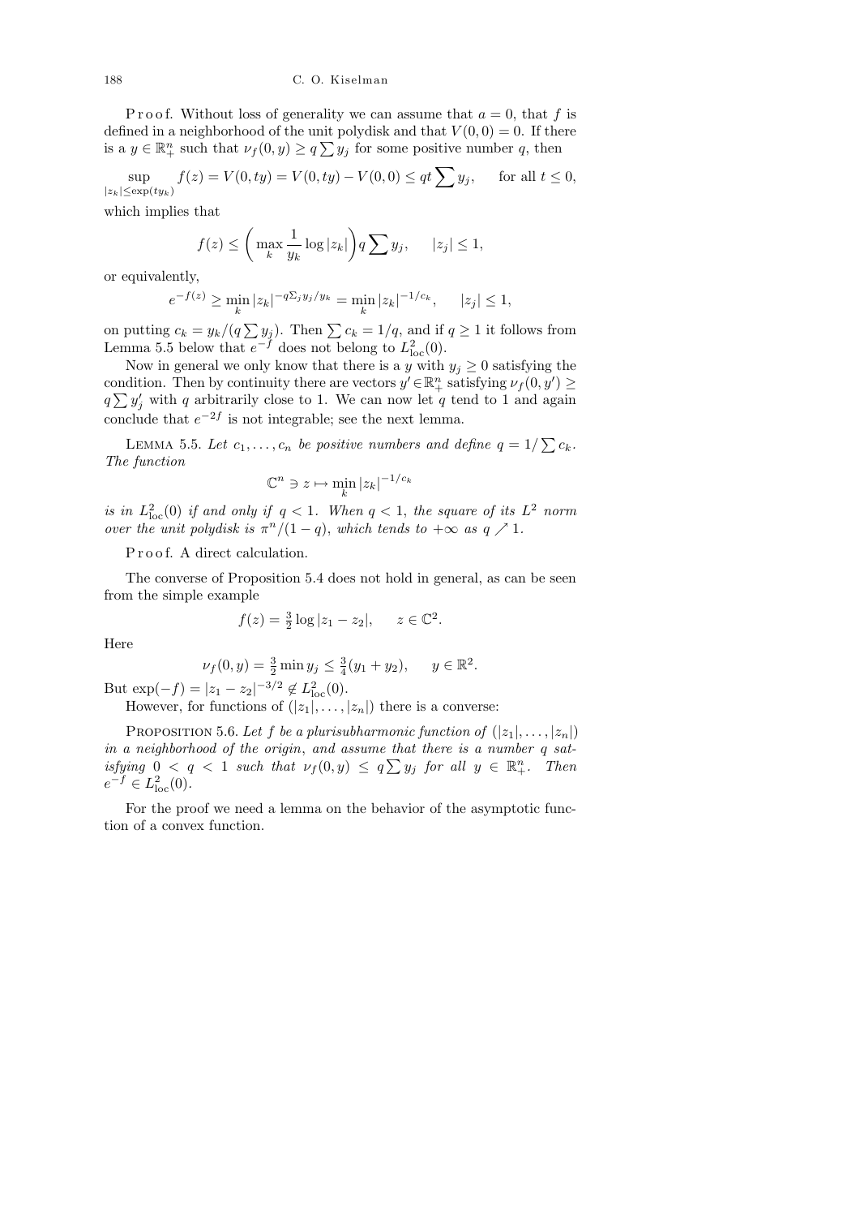P r o o f. Without loss of generality we can assume that $a = 0$, that $f$ is defined in a neighborhood of the unit polydisk and that $V(0,0) = 0$. If there is a $y \in \mathbb{R}^n_+$ such that $\nu_f(0,y) \ge q \sum y_j$ for some positive number $q$, then

$$\sup_{|z_k| \le \exp(t y_k)} f(z) = V(0,ty) = V(0,ty) - V(0,0) \le qt \sum y_j, \qquad \text{for all } t \le 0,$$

which implies that

$$f(z) \le \Big( \max_k \frac{1}{y_k} \log |z_k| \Big) q \sum y_j, \qquad |z_j| \le 1,$$

or equivalently,

$$e^{-f(z)} \ge \min_k |z_k|^{-q\Sigma_j y_j / y_k} = \min_k |z_k|^{-1/c_k}, \qquad |z_j| \le 1,$$

on putting $c_k = y_k/(q \sum y_j)$. Then $\sum c_k = 1/q$, and if $q \ge 1$ it follows from Lemma 5.5 below that $e^{-f}$ does not belong to $L^2_{\mathrm{loc}}(0)$.

Now in general we only know that there is a $y$ with $y_j \ge 0$ satisfying the condition. Then by continuity there are vectors $y' \in \mathbb{R}^n_+$ satisfying $\nu_f(0,y') \ge q \sum y'_j$ with $q$ arbitrarily close to 1. We can now let $q$ tend to 1 and again conclude that $e^{-2f}$ is not integrable; see the next lemma.

LEMMA 5.5. *Let $c_1, \ldots, c_n$ be positive numbers and define $q = 1/\sum c_k$. The function*

$$\mathbb{C}^n \ni z \mapsto \min_k |z_k|^{-1/c_k}$$

*is in $L^2_{\mathrm{loc}}(0)$ if and only if $q < 1$. When $q < 1$, the square of its $L^2$ norm over the unit polydisk is $\pi^n/(1-q)$, which tends to $+\infty$ as $q \nearrow 1$.*

P r o o f. A direct calculation.

The converse of Proposition 5.4 does not hold in general, as can be seen from the simple example

$$f(z) = \tfrac{3}{2} \log |z_1 - z_2|, \qquad z \in \mathbb{C}^2.$$

Here

$$\nu_f(0,y) = \tfrac{3}{2} \min y_j \le \tfrac{3}{4}(y_1 + y_2), \qquad y \in \mathbb{R}^2.$$

But $\exp(-f) = |z_1 - z_2|^{-3/2} \notin L^2_{\mathrm{loc}}(0)$.

However, for functions of $(|z_1|, \ldots, |z_n|)$ there is a converse:

PROPOSITION 5.6. *Let $f$ be a plurisubharmonic function of $(|z_1|, \ldots, |z_n|)$ in a neighborhood of the origin, and assume that there is a number $q$ satisfying $0 < q < 1$ such that $\nu_f(0,y) \le q \sum y_j$ for all $y \in \mathbb{R}^n_+$. Then $e^{-f} \in L^2_{\mathrm{loc}}(0)$.*

For the proof we need a lemma on the behavior of the asymptotic function of a convex function.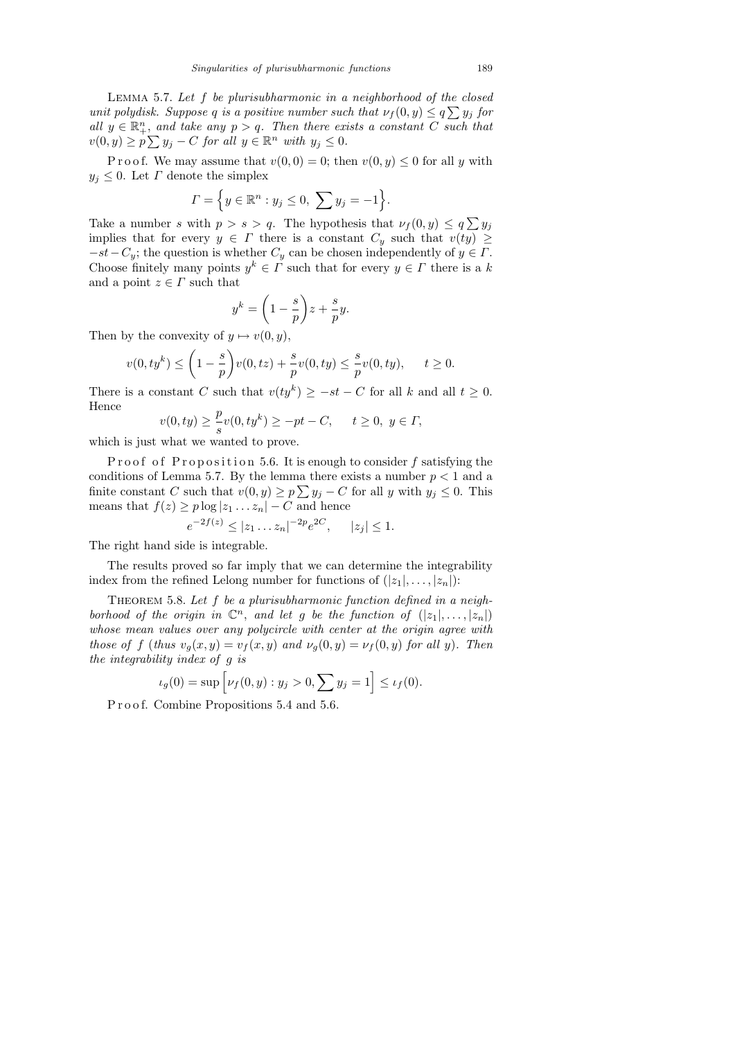Lemma 5.7. *Let $f$ be plurisubharmonic in a neighborhood of the closed unit polydisk. Suppose $q$ is a positive number such that $\nu_f(0,y) \le q\sum y_j$ for all $y \in \mathbb{R}^n_+$, and take any $p > q$. Then there exists a constant $C$ such that $v(0,y) \ge p\sum y_j - C$ for all $y \in \mathbb{R}^n$ with $y_j \le 0$.*

Proof. We may assume that $v(0,0) = 0$; then $v(0,y) \le 0$ for all $y$ with $y_j \le 0$. Let $\Gamma$ denote the simplex

$$\Gamma = \Big\{ y \in \mathbb{R}^n : y_j \le 0,\ \sum y_j = -1 \Big\}.$$

Take a number $s$ with $p > s > q$. The hypothesis that $\nu_f(0,y) \le q\sum y_j$ implies that for every $y \in \Gamma$ there is a constant $C_y$ such that $v(ty) \ge -st - C_y$; the question is whether $C_y$ can be chosen independently of $y \in \Gamma$. Choose finitely many points $y^k \in \Gamma$ such that for every $y \in \Gamma$ there is a $k$ and a point $z \in \Gamma$ such that

$$y^k = \left(1 - \frac{s}{p}\right) z + \frac{s}{p} y.$$

Then by the convexity of $y \mapsto v(0,y)$,

$$v(0, ty^k) \le \left(1 - \frac{s}{p}\right) v(0, tz) + \frac{s}{p} v(0, ty) \le \frac{s}{p} v(0, ty), \qquad t \ge 0.$$

There is a constant $C$ such that $v(ty^k) \ge -st - C$ for all $k$ and all $t \ge 0$. Hence

$$v(0, ty) \ge \frac{p}{s} v(0, ty^k) \ge -pt - C, \qquad t \ge 0,\ y \in \Gamma,$$

which is just what we wanted to prove.

Proof of Proposition 5.6. It is enough to consider $f$ satisfying the conditions of Lemma 5.7. By the lemma there exists a number $p < 1$ and a finite constant $C$ such that $v(0,y) \ge p\sum y_j - C$ for all $y$ with $y_j \le 0$. This means that $f(z) \ge p \log|z_1 \ldots z_n| - C$ and hence

$$e^{-2f(z)} \le |z_1 \ldots z_n|^{-2p} e^{2C}, \qquad |z_j| \le 1.$$

The right hand side is integrable.

The results proved so far imply that we can determine the integrability index from the refined Lelong number for functions of $(|z_1|, \ldots, |z_n|)$:

Theorem 5.8. *Let $f$ be a plurisubharmonic function defined in a neighborhood of the origin in $\mathbb{C}^n$, and let $g$ be the function of $(|z_1|, \ldots, |z_n|)$ whose mean values over any polycircle with center at the origin agree with those of $f$ (thus $v_g(x,y) = v_f(x,y)$ and $\nu_g(0,y) = \nu_f(0,y)$ for all $y$). Then the integrability index of $g$ is*

$$\iota_g(0) = \sup\Big[\nu_f(0,y) : y_j > 0, \sum y_j = 1\Big] \le \iota_f(0).$$

Proof. Combine Propositions 5.4 and 5.6.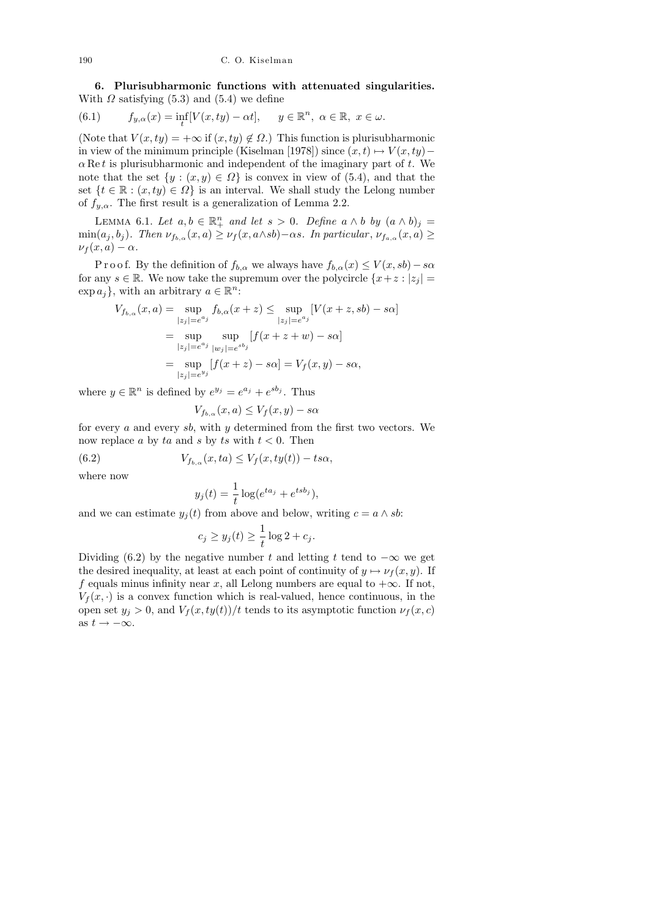**6. Plurisubharmonic functions with attenuated singularities.** With $\Omega$ satisfying (5.3) and (5.4) we define

$$f_{y,\alpha}(x) = \inf_t [V(x, ty) - \alpha t], \qquad y \in \mathbb{R}^n,\ \alpha \in \mathbb{R},\ x \in \omega. \tag{6.1}$$

(Note that $V(x,ty) = +\infty$ if $(x,ty) \notin \Omega$.) This function is plurisubharmonic in view of the minimum principle (Kiselman [1978]) since $(x,t) \mapsto V(x,ty) - \alpha \operatorname{Re} t$ is plurisubharmonic and independent of the imaginary part of $t$. We note that the set $\{y : (x,y) \in \Omega\}$ is convex in view of (5.4), and that the set $\{t \in \mathbb{R} : (x,ty) \in \Omega\}$ is an interval. We shall study the Lelong number of $f_{y,\alpha}$. The first result is a generalization of Lemma 2.2.

Lemma 6.1. *Let $a, b \in \mathbb{R}^n_+$ and let $s > 0$. Define $a \wedge b$ by $(a \wedge b)_j = \min(a_j, b_j)$. Then $\nu_{f_{b,\alpha}}(x,a) \ge \nu_f(x, a \wedge sb) - \alpha s$. In particular, $\nu_{f_{a,\alpha}}(x,a) \ge \nu_f(x,a) - \alpha$.*

Proof. By the definition of $f_{b,\alpha}$ we always have $f_{b,\alpha}(x) \le V(x,sb) - s\alpha$ for any $s \in \mathbb{R}$. We now take the supremum over the polycircle $\{x + z : |z_j| = \exp a_j\}$, with an arbitrary $a \in \mathbb{R}^n$:

$$\begin{aligned}
V_{f_{b,\alpha}}(x,a) &= \sup_{|z_j| = e^{a_j}} f_{b,\alpha}(x+z) \le \sup_{|z_j| = e^{a_j}} [V(x+z, sb) - s\alpha] \\
&= \sup_{|z_j| = e^{a_j}} \sup_{|w_j| = e^{sb_j}} [f(x+z+w) - s\alpha] \\
&= \sup_{|z_j| = e^{y_j}} [f(x+z) - s\alpha] = V_f(x,y) - s\alpha,
\end{aligned}$$

where $y \in \mathbb{R}^n$ is defined by $e^{y_j} = e^{a_j} + e^{sb_j}$. Thus

$$V_{f_{b,\alpha}}(x,a) \le V_f(x,y) - s\alpha$$

for every $a$ and every $sb$, with $y$ determined from the first two vectors. We now replace $a$ by $ta$ and $s$ by $ts$ with $t < 0$. Then

$$V_{f_{b,\alpha}}(x,ta) \le V_f(x,ty(t)) - ts\alpha, \tag{6.2}$$

where now

$$y_j(t) = \frac{1}{t}\log(e^{ta_j} + e^{tsb_j}),$$

and we can estimate $y_j(t)$ from above and below, writing $c = a \wedge sb$:

$$c_j \ge y_j(t) \ge \frac{1}{t}\log 2 + c_j.$$

Dividing (6.2) by the negative number $t$ and letting $t$ tend to $-\infty$ we get the desired inequality, at least at each point of continuity of $y \mapsto \nu_f(x,y)$. If $f$ equals minus infinity near $x$, all Lelong numbers are equal to $+\infty$. If not, $V_f(x,\cdot)$ is a convex function which is real-valued, hence continuous, in the open set $y_j > 0$, and $V_f(x,ty(t))/t$ tends to its asymptotic function $\nu_f(x,c)$ as $t \to -\infty$.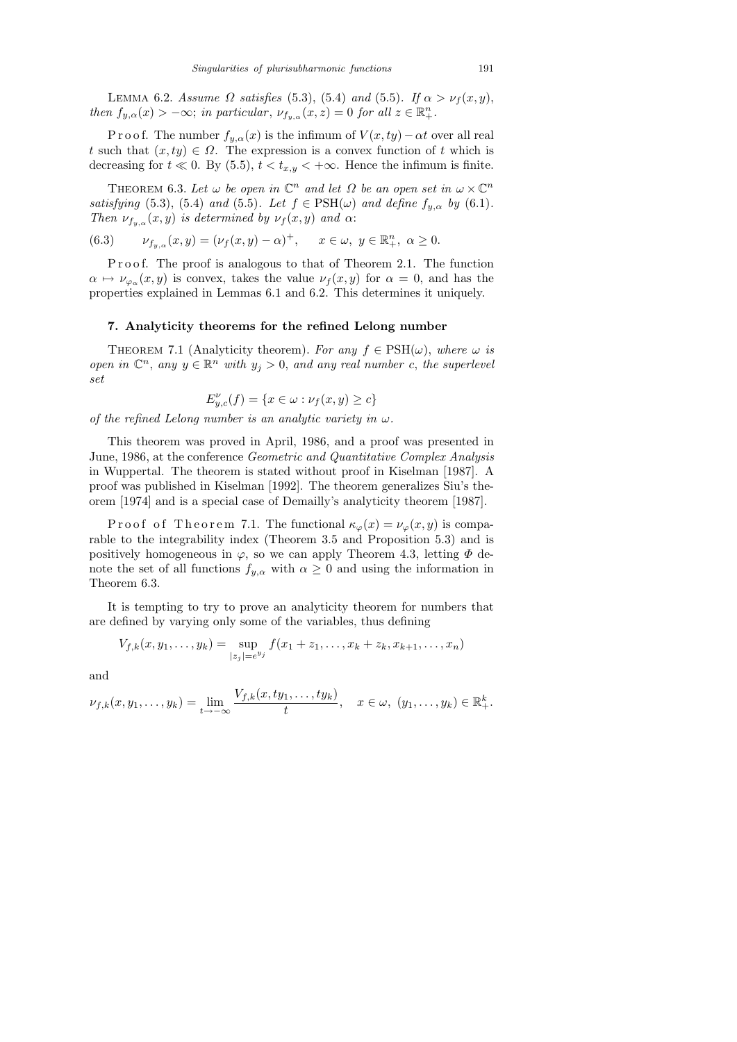Lemma 6.2. *Assume $\Omega$ satisfies* (5.3), (5.4) *and* (5.5). *If $\alpha > \nu_f(x,y)$, then $f_{y,\alpha}(x) > -\infty$; in particular, $\nu_{f_{y,\alpha}}(x,z) = 0$ for all $z \in \mathbb{R}^n_+$.*

Proof. The number $f_{y,\alpha}(x)$ is the infimum of $V(x,ty) - \alpha t$ over all real $t$ such that $(x,ty) \in \Omega$. The expression is a convex function of $t$ which is decreasing for $t \ll 0$. By (5.5), $t < t_{x,y} < +\infty$. Hence the infimum is finite.

Theorem 6.3. *Let $\omega$ be open in $\mathbb{C}^n$ and let $\Omega$ be an open set in $\omega \times \mathbb{C}^n$ satisfying* (5.3), (5.4) *and* (5.5). *Let $f \in \mathrm{PSH}(\omega)$ and define $f_{y,\alpha}$ by* (6.1). *Then $\nu_{f_{y,\alpha}}(x,y)$ is determined by $\nu_f(x,y)$ and $\alpha$*:

$$\nu_{f_{y,\alpha}}(x,y) = (\nu_f(x,y) - \alpha)^+, \qquad x \in \omega,\ y \in \mathbb{R}^n_+,\ \alpha \geq 0. \tag{6.3}$$

Proof. The proof is analogous to that of Theorem 2.1. The function $\alpha \mapsto \nu_{\varphi_\alpha}(x,y)$ is convex, takes the value $\nu_f(x,y)$ for $\alpha = 0$, and has the properties explained in Lemmas 6.1 and 6.2. This determines it uniquely.

## 7. Analyticity theorems for the refined Lelong number

Theorem 7.1 (Analyticity theorem). *For any $f \in \mathrm{PSH}(\omega)$, where $\omega$ is open in $\mathbb{C}^n$, any $y \in \mathbb{R}^n$ with $y_j > 0$, and any real number $c$, the superlevel set*

$$E^\nu_{y,c}(f) = \{x \in \omega : \nu_f(x,y) \geq c\}$$

*of the refined Lelong number is an analytic variety in $\omega$.*

This theorem was proved in April, 1986, and a proof was presented in June, 1986, at the conference *Geometric and Quantitative Complex Analysis* in Wuppertal. The theorem is stated without proof in Kiselman [1987]. A proof was published in Kiselman [1992]. The theorem generalizes Siu's theorem [1974] and is a special case of Demailly's analyticity theorem [1987].

Proof of Theorem 7.1. The functional $\kappa_\varphi(x) = \nu_\varphi(x,y)$ is comparable to the integrability index (Theorem 3.5 and Proposition 5.3) and is positively homogeneous in $\varphi$, so we can apply Theorem 4.3, letting $\Phi$ denote the set of all functions $f_{y,\alpha}$ with $\alpha \geq 0$ and using the information in Theorem 6.3.

It is tempting to try to prove an analyticity theorem for numbers that are defined by varying only some of the variables, thus defining

$$V_{f,k}(x, y_1, \ldots, y_k) = \sup_{|z_j| = e^{y_j}} f(x_1 + z_1, \ldots, x_k + z_k, x_{k+1}, \ldots, x_n)$$

and

$$\nu_{f,k}(x, y_1, \ldots, y_k) = \lim_{t \to -\infty} \frac{V_{f,k}(x, ty_1, \ldots, ty_k)}{t}, \quad x \in \omega,\ (y_1, \ldots, y_k) \in \mathbb{R}^k_+.$$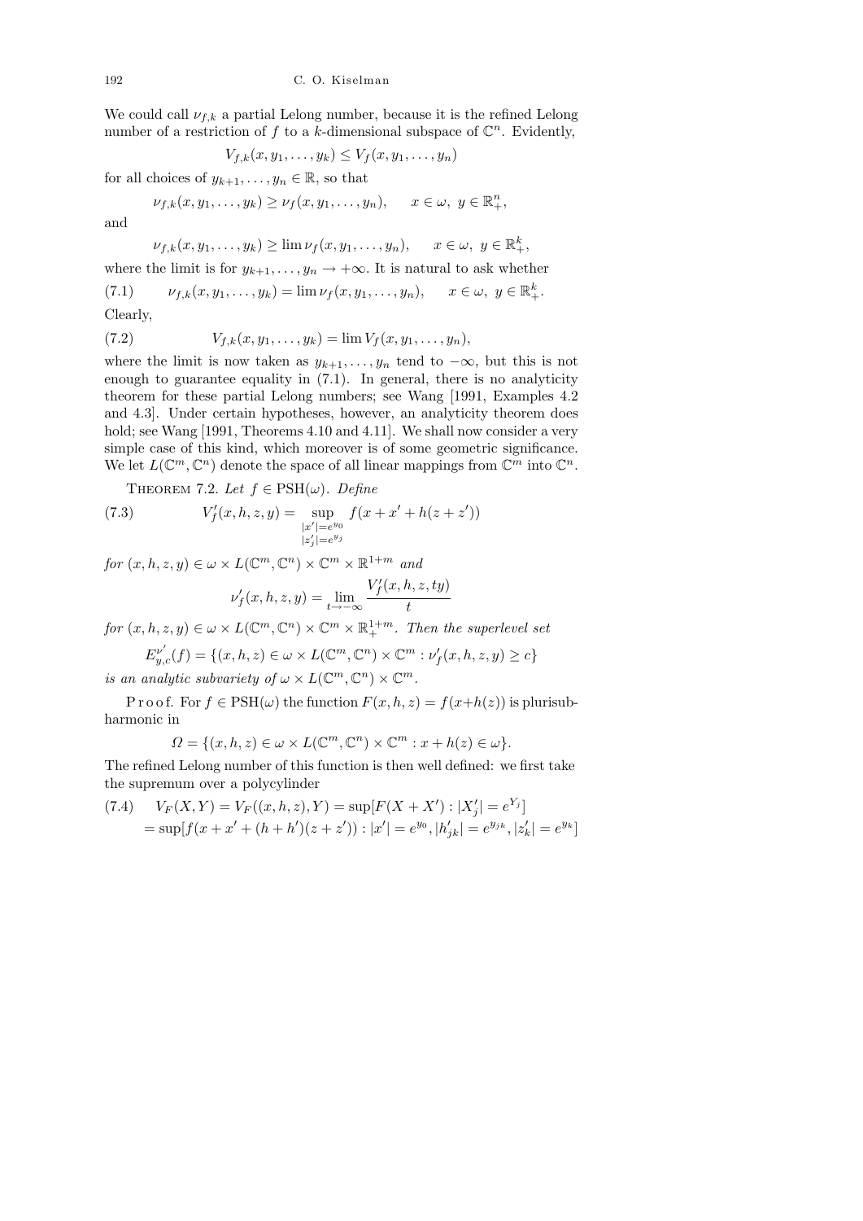We could call $\nu_{f,k}$ a partial Lelong number, because it is the refined Lelong number of a restriction of $f$ to a $k$-dimensional subspace of $\mathbb{C}^n$. Evidently,

$$V_{f,k}(x, y_1, \ldots, y_k) \le V_f(x, y_1, \ldots, y_n)$$

for all choices of $y_{k+1}, \ldots, y_n \in \mathbb{R}$, so that

$$\nu_{f,k}(x, y_1, \ldots, y_k) \ge \nu_f(x, y_1, \ldots, y_n), \qquad x \in \omega,\ y \in \mathbb{R}^n_+,$$

and

$$\nu_{f,k}(x, y_1, \ldots, y_k) \ge \lim \nu_f(x, y_1, \ldots, y_n), \qquad x \in \omega,\ y \in \mathbb{R}^k_+,$$

where the limit is for $y_{k+1}, \ldots, y_n \to +\infty$. It is natural to ask whether

$$\nu_{f,k}(x, y_1, \ldots, y_k) = \lim \nu_f(x, y_1, \ldots, y_n), \qquad x \in \omega,\ y \in \mathbb{R}^k_+. \tag{7.1}$$

Clearly,

$$V_{f,k}(x, y_1, \ldots, y_k) = \lim V_f(x, y_1, \ldots, y_n), \tag{7.2}$$

where the limit is now taken as $y_{k+1}, \ldots, y_n$ tend to $-\infty$, but this is not enough to guarantee equality in (7.1). In general, there is no analyticity theorem for these partial Lelong numbers; see Wang [1991, Examples 4.2 and 4.3]. Under certain hypotheses, however, an analyticity theorem does hold; see Wang [1991, Theorems 4.10 and 4.11]. We shall now consider a very simple case of this kind, which moreover is of some geometric significance. We let $L(\mathbb{C}^m, \mathbb{C}^n)$ denote the space of all linear mappings from $\mathbb{C}^m$ into $\mathbb{C}^n$.

Theorem 7.2. *Let $f \in \mathrm{PSH}(\omega)$. Define*

$$V'_f(x, h, z, y) = \sup_{\substack{|x'| = e^{y_0} \\ |z'_j| = e^{y_j}}} f(x + x' + h(z + z')) \tag{7.3}$$

*for $(x, h, z, y) \in \omega \times L(\mathbb{C}^m, \mathbb{C}^n) \times \mathbb{C}^m \times \mathbb{R}^{1+m}$ and*

$$\nu'_f(x, h, z, y) = \lim_{t \to -\infty} \frac{V'_f(x, h, z, ty)}{t}$$

*for $(x, h, z, y) \in \omega \times L(\mathbb{C}^m, \mathbb{C}^n) \times \mathbb{C}^m \times \mathbb{R}^{1+m}_+$. Then the superlevel set*

$$E^{\nu'}_{y,c}(f) = \{(x, h, z) \in \omega \times L(\mathbb{C}^m, \mathbb{C}^n) \times \mathbb{C}^m : \nu'_f(x, h, z, y) \ge c\}$$

*is an analytic subvariety of $\omega \times L(\mathbb{C}^m, \mathbb{C}^n) \times \mathbb{C}^m$.*

Proof. For $f \in \mathrm{PSH}(\omega)$ the function $F(x, h, z) = f(x + h(z))$ is plurisubharmonic in

$$\Omega = \{(x, h, z) \in \omega \times L(\mathbb{C}^m, \mathbb{C}^n) \times \mathbb{C}^m : x + h(z) \in \omega\}.$$

The refined Lelong number of this function is then well defined: we first take the supremum over a polycylinder

$$\begin{aligned} V_F(X, Y) &= V_F((x, h, z), Y) = \sup[F(X + X') : |X'_j| = e^{Y_j}] \\ &= \sup[f(x + x' + (h + h')(z + z')) : |x'| = e^{y_0}, |h'_{jk}| = e^{y_{jk}}, |z'_k| = e^{y_k}] \end{aligned} \tag{7.4}$$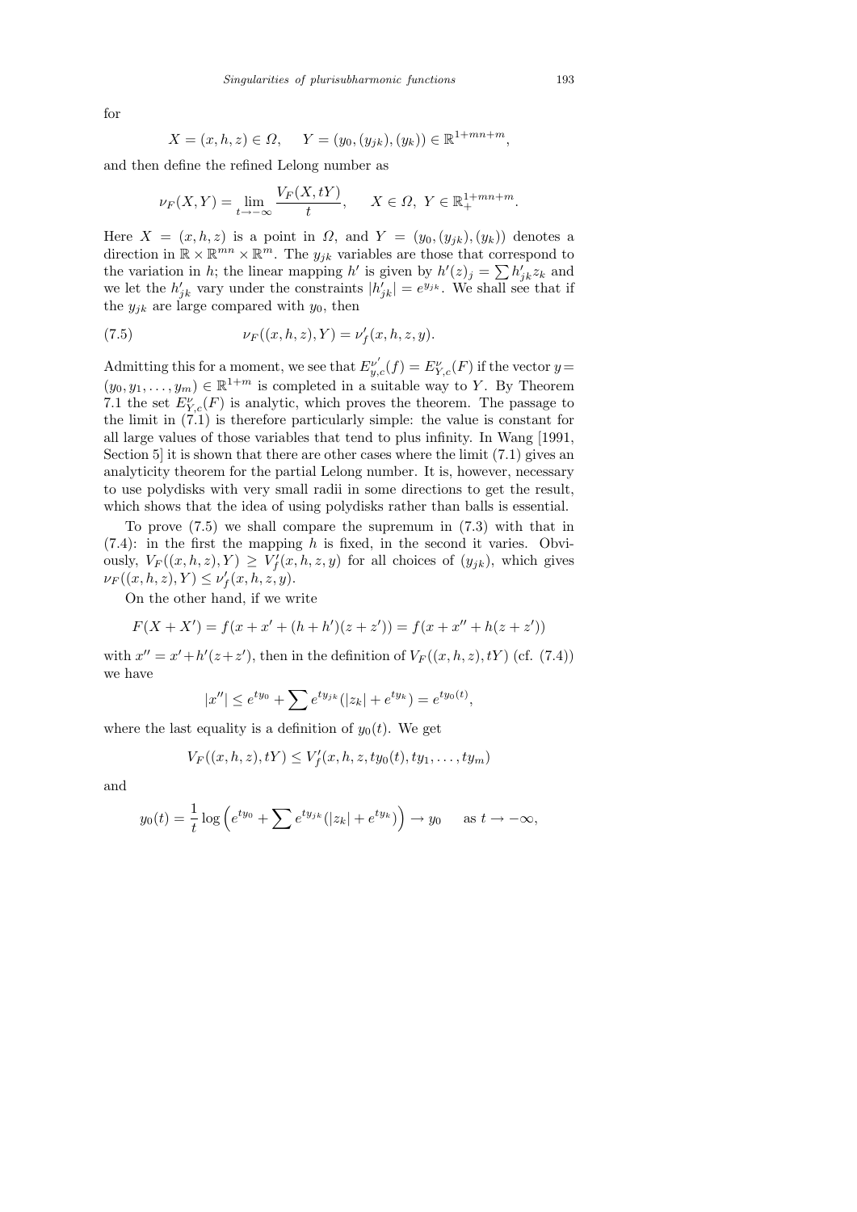for

$$X = (x, h, z) \in \Omega, \qquad Y = (y_0, (y_{jk}), (y_k)) \in \mathbb{R}^{1+mn+m},$$

and then define the refined Lelong number as

$$\nu_F(X, Y) = \lim_{t \to -\infty} \frac{V_F(X, tY)}{t}, \qquad X \in \Omega,\ Y \in \mathbb{R}_+^{1+mn+m}.$$

Here $X = (x, h, z)$ is a point in $\Omega$, and $Y = (y_0, (y_{jk}), (y_k))$ denotes a direction in $\mathbb{R} \times \mathbb{R}^{mn} \times \mathbb{R}^m$. The $y_{jk}$ variables are those that correspond to the variation in $h$; the linear mapping $h'$ is given by $h'(z)_j = \sum h'_{jk} z_k$ and we let the $h'_{jk}$ vary under the constraints $|h'_{jk}| = e^{y_{jk}}$. We shall see that if the $y_{jk}$ are large compared with $y_0$, then

$$\nu_F((x, h, z), Y) = \nu'_f(x, h, z, y). \tag{7.5}$$

Admitting this for a moment, we see that $E^{\nu'}_{y,c}(f) = E^{\nu}_{Y,c}(F)$ if the vector $y = (y_0, y_1, \dots, y_m) \in \mathbb{R}^{1+m}$ is completed in a suitable way to $Y$. By Theorem 7.1 the set $E^{\nu}_{Y,c}(F)$ is analytic, which proves the theorem. The passage to the limit in (7.1) is therefore particularly simple: the value is constant for all large values of those variables that tend to plus infinity. In Wang [1991, Section 5] it is shown that there are other cases where the limit (7.1) gives an analyticity theorem for the partial Lelong number. It is, however, necessary to use polydisks with very small radii in some directions to get the result, which shows that the idea of using polydisks rather than balls is essential.

To prove (7.5) we shall compare the supremum in (7.3) with that in (7.4): in the first the mapping $h$ is fixed, in the second it varies. Obviously, $V_F((x, h, z), Y) \geq V'_f(x, h, z, y)$ for all choices of $(y_{jk})$, which gives $\nu_F((x, h, z), Y) \leq \nu'_f(x, h, z, y)$.

On the other hand, if we write

$$F(X + X') = f(x + x' + (h + h')(z + z')) = f(x + x'' + h(z + z'))$$

with $x'' = x' + h'(z + z')$, then in the definition of $V_F((x, h, z), tY)$ (cf. (7.4)) we have

$$|x''| \leq e^{ty_0} + \sum e^{ty_{jk}}(|z_k| + e^{ty_k}) = e^{ty_0(t)},$$

where the last equality is a definition of $y_0(t)$. We get

$$V_F((x, h, z), tY) \leq V'_f(x, h, z, ty_0(t), ty_1, \dots, ty_m)$$

and

$$y_0(t) = \frac{1}{t} \log\left(e^{ty_0} + \sum e^{ty_{jk}}(|z_k| + e^{ty_k})\right) \to y_0 \qquad \text{as } t \to -\infty,$$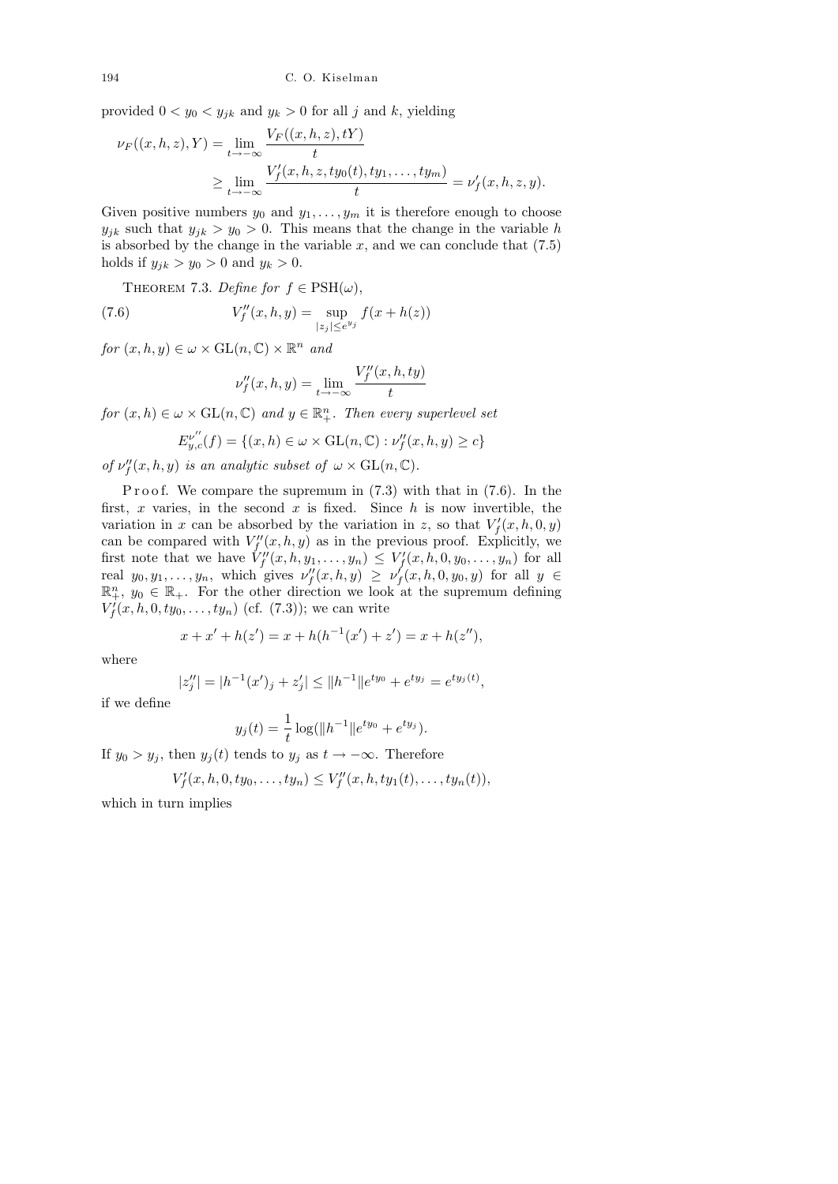provided $0 < y_0 < y_{jk}$ and $y_k > 0$ for all $j$ and $k$, yielding

$$\nu_F((x,h,z),Y) = \lim_{t\to-\infty} \frac{V_F((x,h,z),tY)}{t} \geq \lim_{t\to-\infty} \frac{V_f'(x,h,z,ty_0(t),ty_1,\ldots,ty_m)}{t} = \nu_f'(x,h,z,y).$$

Given positive numbers $y_0$ and $y_1,\ldots,y_m$ it is therefore enough to choose $y_{jk}$ such that $y_{jk} > y_0 > 0$. This means that the change in the variable $h$ is absorbed by the change in the variable $x$, and we can conclude that (7.5) holds if $y_{jk} > y_0 > 0$ and $y_k > 0$.

THEOREM 7.3. *Define for* $f \in \mathrm{PSH}(\omega)$,

$$V_f''(x,h,y) = \sup_{|z_j|\leq e^{y_j}} f(x+h(z)) \tag{7.6}$$

*for* $(x,h,y) \in \omega \times \mathrm{GL}(n,\mathbb{C}) \times \mathbb{R}^n$ *and*

$$\nu_f''(x,h,y) = \lim_{t\to-\infty} \frac{V_f''(x,h,ty)}{t}$$

*for* $(x,h) \in \omega \times \mathrm{GL}(n,\mathbb{C})$ *and* $y \in \mathbb{R}^n_+$. *Then every superlevel set*

$$E^{\nu''}_{y,c}(f) = \{(x,h) \in \omega \times \mathrm{GL}(n,\mathbb{C}) : \nu_f''(x,h,y) \geq c\}$$

*of* $\nu_f''(x,h,y)$ *is an analytic subset of* $\omega \times \mathrm{GL}(n,\mathbb{C})$.

Proof. We compare the supremum in (7.3) with that in (7.6). In the first, $x$ varies, in the second $x$ is fixed. Since $h$ is now invertible, the variation in $x$ can be absorbed by the variation in $z$, so that $V_f'(x,h,0,y)$ can be compared with $V_f''(x,h,y)$ as in the previous proof. Explicitly, we first note that we have $V_f''(x,h,y_1,\ldots,y_n) \leq V_f'(x,h,0,y_0,\ldots,y_n)$ for all real $y_0,y_1,\ldots,y_n$, which gives $\nu_f''(x,h,y) \geq \nu_f'(x,h,0,y_0,y)$ for all $y \in \mathbb{R}^n_+$, $y_0 \in \mathbb{R}_+$. For the other direction we look at the supremum defining $V_f'(x,h,0,ty_0,\ldots,ty_n)$ (cf. (7.3)); we can write

$$x + x' + h(z') = x + h(h^{-1}(x') + z') = x + h(z''),$$

where

$$|z_j''| = |h^{-1}(x')_j + z_j'| \leq \|h^{-1}\| e^{ty_0} + e^{ty_j} = e^{ty_j(t)},$$

if we define

$$y_j(t) = \frac{1}{t}\log(\|h^{-1}\| e^{ty_0} + e^{ty_j}).$$

If $y_0 > y_j$, then $y_j(t)$ tends to $y_j$ as $t \to -\infty$. Therefore

$$V_f'(x,h,0,ty_0,\ldots,ty_n) \leq V_f''(x,h,ty_1(t),\ldots,ty_n(t)),$$

which in turn implies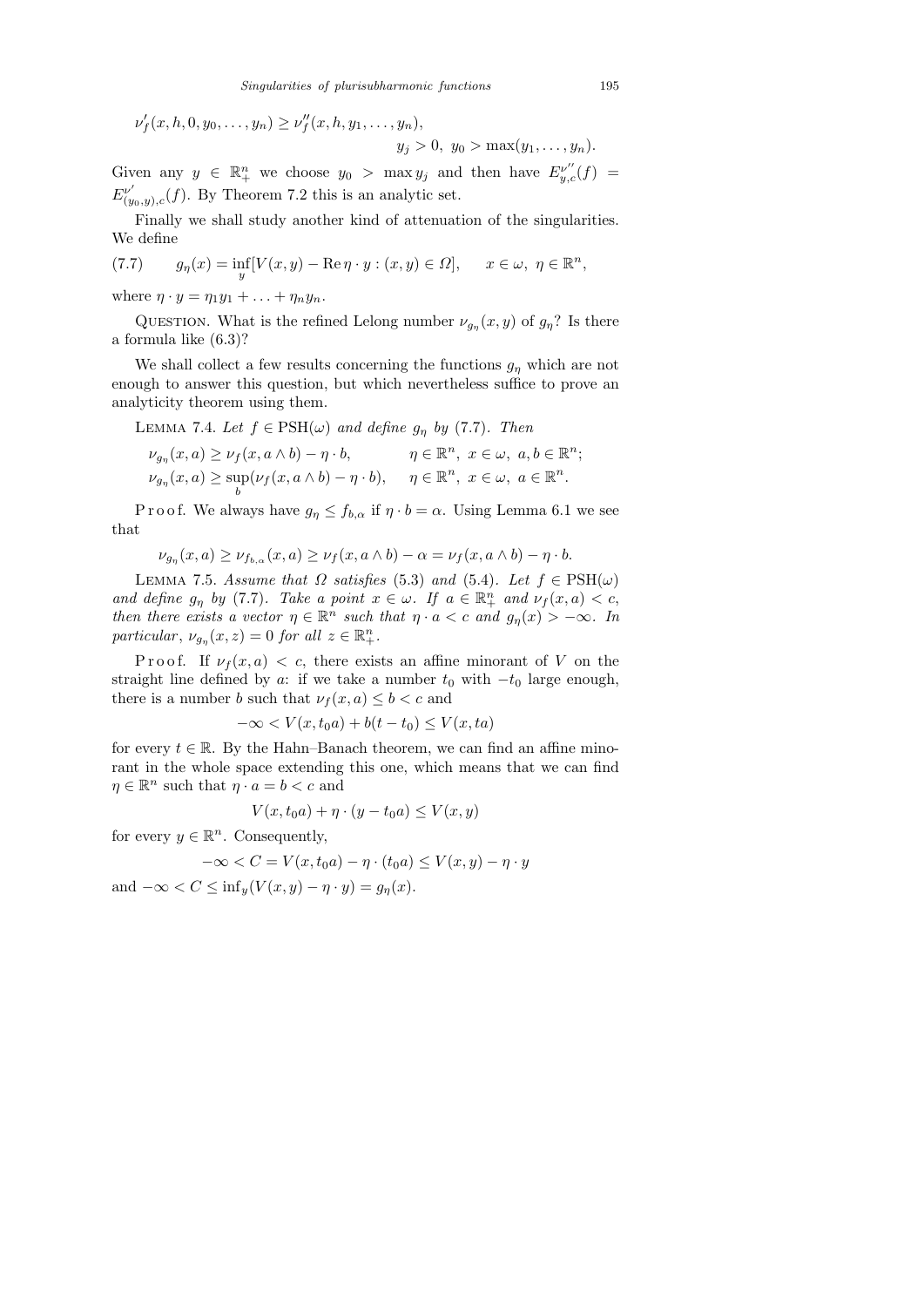$$\nu'_f(x, h, 0, y_0, \ldots, y_n) \geq \nu''_f(x, h, y_1, \ldots, y_n),$$
$$y_j > 0,\ y_0 > \max(y_1, \ldots, y_n).$$

Given any $y \in \mathbb{R}^n_+$ we choose $y_0 > \max y_j$ and then have $E^{\nu''}_{y,c}(f) = E^{\nu'}_{(y_0,y),c}(f)$. By Theorem 7.2 this is an analytic set.

Finally we shall study another kind of attenuation of the singularities. We define

$$g_\eta(x) = \inf_y [V(x, y) - \operatorname{Re} \eta \cdot y : (x, y) \in \Omega], \qquad x \in \omega,\ \eta \in \mathbb{R}^n, \tag{7.7}$$

where $\eta \cdot y = \eta_1 y_1 + \ldots + \eta_n y_n$.

Question. What is the refined Lelong number $\nu_{g_\eta}(x, y)$ of $g_\eta$? Is there a formula like (6.3)?

We shall collect a few results concerning the functions $g_\eta$ which are not enough to answer this question, but which nevertheless suffice to prove an analyticity theorem using them.

Lemma 7.4. *Let $f \in \mathrm{PSH}(\omega)$ and define $g_\eta$ by (7.7). Then*

$$\nu_{g_\eta}(x, a) \geq \nu_f(x, a \wedge b) - \eta \cdot b, \qquad \eta \in \mathbb{R}^n,\ x \in \omega,\ a, b \in \mathbb{R}^n;$$
$$\nu_{g_\eta}(x, a) \geq \sup_b (\nu_f(x, a \wedge b) - \eta \cdot b), \qquad \eta \in \mathbb{R}^n,\ x \in \omega,\ a \in \mathbb{R}^n.$$

Proof. We always have $g_\eta \leq f_{b,\alpha}$ if $\eta \cdot b = \alpha$. Using Lemma 6.1 we see that

$$\nu_{g_\eta}(x, a) \geq \nu_{f_{b,\alpha}}(x, a) \geq \nu_f(x, a \wedge b) - \alpha = \nu_f(x, a \wedge b) - \eta \cdot b.$$

Lemma 7.5. *Assume that $\Omega$ satisfies (5.3) and (5.4). Let $f \in \mathrm{PSH}(\omega)$ and define $g_\eta$ by (7.7). Take a point $x \in \omega$. If $a \in \mathbb{R}^n_+$ and $\nu_f(x, a) < c$, then there exists a vector $\eta \in \mathbb{R}^n$ such that $\eta \cdot a < c$ and $g_\eta(x) > -\infty$. In particular, $\nu_{g_\eta}(x, z) = 0$ for all $z \in \mathbb{R}^n_+$.*

Proof. If $\nu_f(x, a) < c$, there exists an affine minorant of $V$ on the straight line defined by $a$: if we take a number $t_0$ with $-t_0$ large enough, there is a number $b$ such that $\nu_f(x, a) \leq b < c$ and

$$-\infty < V(x, t_0 a) + b(t - t_0) \leq V(x, ta)$$

for every $t \in \mathbb{R}$. By the Hahn–Banach theorem, we can find an affine minorant in the whole space extending this one, which means that we can find $\eta \in \mathbb{R}^n$ such that $\eta \cdot a = b < c$ and

$$V(x, t_0 a) + \eta \cdot (y - t_0 a) \leq V(x, y)$$

for every $y \in \mathbb{R}^n$. Consequently,

$$-\infty < C = V(x, t_0 a) - \eta \cdot (t_0 a) \leq V(x, y) - \eta \cdot y$$

and $-\infty < C \leq \inf_y (V(x, y) - \eta \cdot y) = g_\eta(x)$.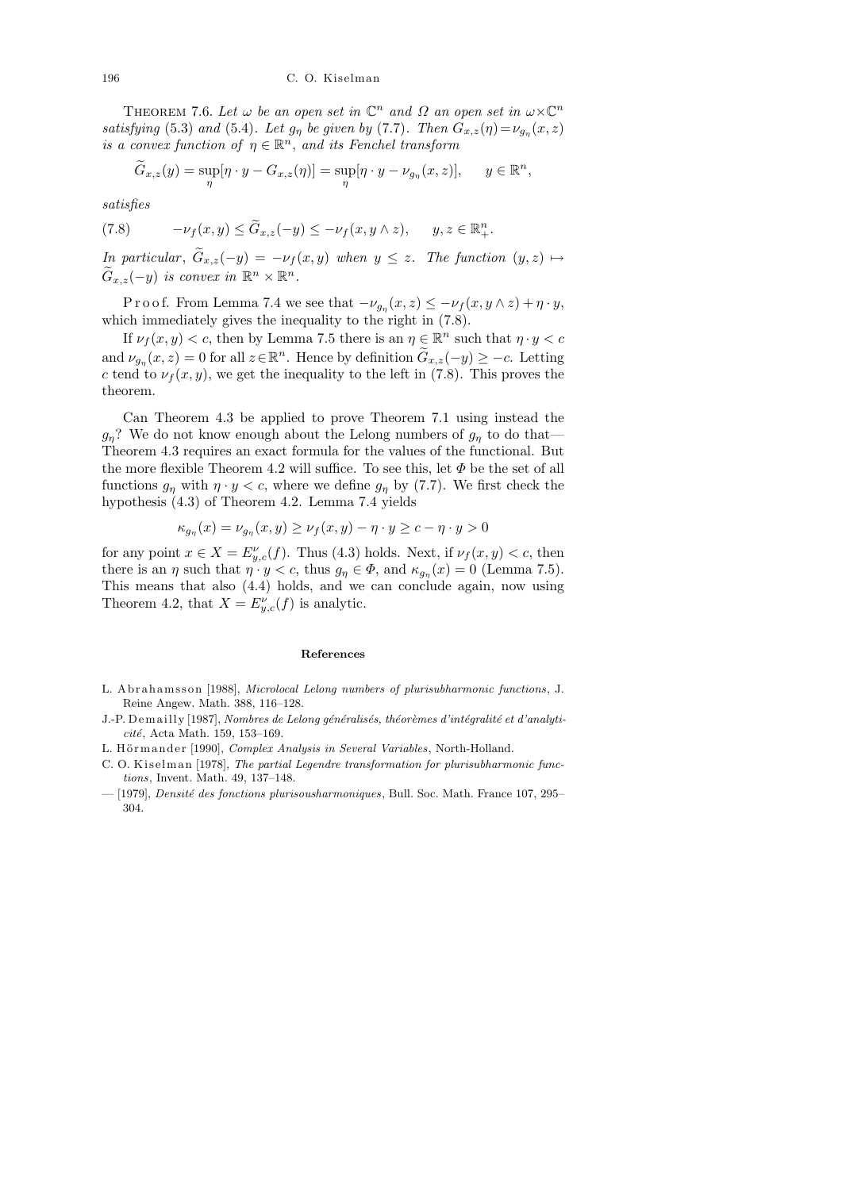THEOREM 7.6. *Let $\omega$ be an open set in $\mathbb{C}^n$ and $\Omega$ an open set in $\omega\times\mathbb{C}^n$ satisfying* (5.3) *and* (5.4). *Let $g_\eta$ be given by* (7.7). *Then $G_{x,z}(\eta)=\nu_{g_\eta}(x,z)$ is a convex function of $\eta\in\mathbb{R}^n$, and its Fenchel transform*

$$\widetilde{G}_{x,z}(y)=\sup_\eta[\eta\cdot y-G_{x,z}(\eta)]=\sup_\eta[\eta\cdot y-\nu_{g_\eta}(x,z)],\qquad y\in\mathbb{R}^n,$$

*satisfies*

$$-\nu_f(x,y)\le\widetilde{G}_{x,z}(-y)\le-\nu_f(x,y\wedge z),\qquad y,z\in\mathbb{R}^n_+. \tag{7.8}$$

*In particular, $\widetilde{G}_{x,z}(-y)=-\nu_f(x,y)$ when $y\le z$. The function $(y,z)\mapsto\widetilde{G}_{x,z}(-y)$ is convex in $\mathbb{R}^n\times\mathbb{R}^n$.*

Proof. From Lemma 7.4 we see that $-\nu_{g_\eta}(x,z)\le-\nu_f(x,y\wedge z)+\eta\cdot y$, which immediately gives the inequality to the right in (7.8).

If $\nu_f(x,y)<c$, then by Lemma 7.5 there is an $\eta\in\mathbb{R}^n$ such that $\eta\cdot y<c$ and $\nu_{g_\eta}(x,z)=0$ for all $z\in\mathbb{R}^n$. Hence by definition $\widetilde{G}_{x,z}(-y)\ge-c$. Letting $c$ tend to $\nu_f(x,y)$, we get the inequality to the left in (7.8). This proves the theorem.

Can Theorem 4.3 be applied to prove Theorem 7.1 using instead the $g_\eta$? We do not know enough about the Lelong numbers of $g_\eta$ to do that—Theorem 4.3 requires an exact formula for the values of the functional. But the more flexible Theorem 4.2 will suffice. To see this, let $\Phi$ be the set of all functions $g_\eta$ with $\eta\cdot y<c$, where we define $g_\eta$ by (7.7). We first check the hypothesis (4.3) of Theorem 4.2. Lemma 7.4 yields

$$\kappa_{g_\eta}(x)=\nu_{g_\eta}(x,y)\ge\nu_f(x,y)-\eta\cdot y\ge c-\eta\cdot y>0$$

for any point $x\in X=E^\nu_{y,c}(f)$. Thus (4.3) holds. Next, if $\nu_f(x,y)<c$, then there is an $\eta$ such that $\eta\cdot y<c$, thus $g_\eta\in\Phi$, and $\kappa_{g_\eta}(x)=0$ (Lemma 7.5). This means that also (4.4) holds, and we can conclude again, now using Theorem 4.2, that $X=E^\nu_{y,c}(f)$ is analytic.

## References

L. Abrahamsson [1988], *Microlocal Lelong numbers of plurisubharmonic functions*, J. Reine Angew. Math. 388, 116–128.

J.-P. Demailly [1987], *Nombres de Lelong généralisés, théorèmes d'intégralité et d'analyticité*, Acta Math. 159, 153–169.

L. Hörmander [1990], *Complex Analysis in Several Variables*, North-Holland.

C. O. Kiselman [1978], *The partial Legendre transformation for plurisubharmonic functions*, Invent. Math. 49, 137–148.

— [1979], *Densité des fonctions plurisousharmoniques*, Bull. Soc. Math. France 107, 295–304.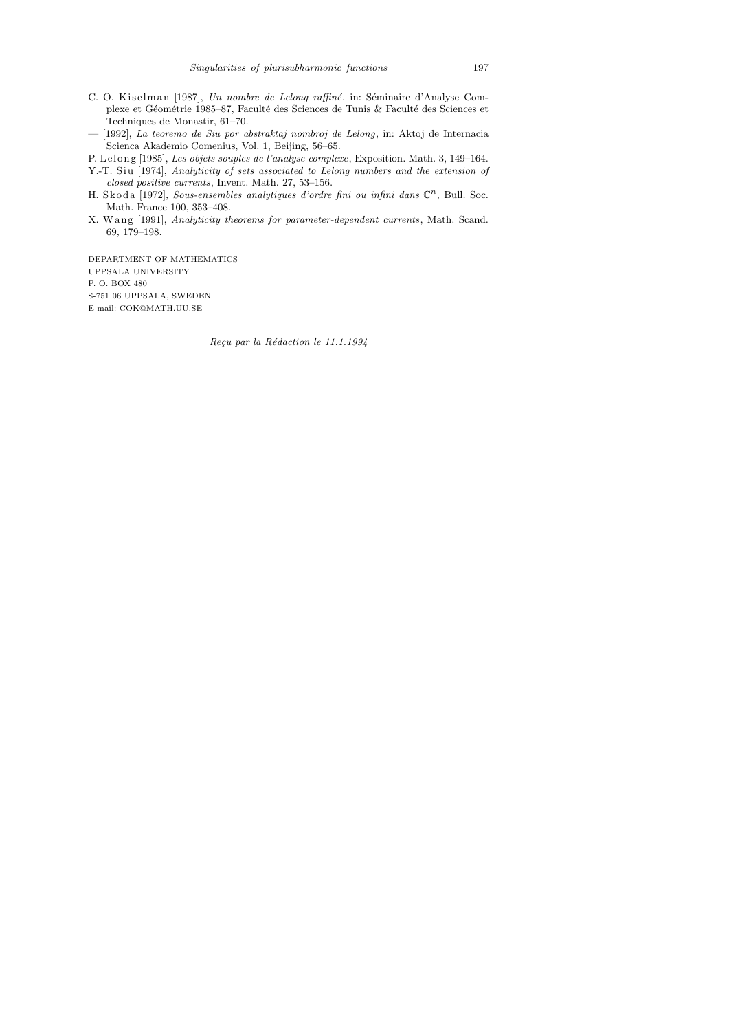C. O. Kiselman [1987], *Un nombre de Lelong raffiné*, in: Séminaire d'Analyse Complexe et Géométrie 1985–87, Faculté des Sciences de Tunis & Faculté des Sciences et Techniques de Monastir, 61–70.

— [1992], *La teoremo de Siu por abstraktaj nombroj de Lelong*, in: Aktoj de Internacia Scienca Akademio Comenius, Vol. 1, Beijing, 56–65.

P. Lelong [1985], *Les objets souples de l'analyse complexe*, Exposition. Math. 3, 149–164.

Y.-T. Siu [1974], *Analyticity of sets associated to Lelong numbers and the extension of closed positive currents*, Invent. Math. 27, 53–156.

H. Skoda [1972], *Sous-ensembles analytiques d'ordre fini ou infini dans* $\mathbb{C}^n$, Bull. Soc. Math. France 100, 353–408.

X. Wang [1991], *Analyticity theorems for parameter-dependent currents*, Math. Scand. 69, 179–198.

DEPARTMENT OF MATHEMATICS
UPPSALA UNIVERSITY
P. O. BOX 480
S-751 06 UPPSALA, SWEDEN
E-mail: COK@MATH.UU.SE

*Reçu par la Rédaction le 11.1.1994*